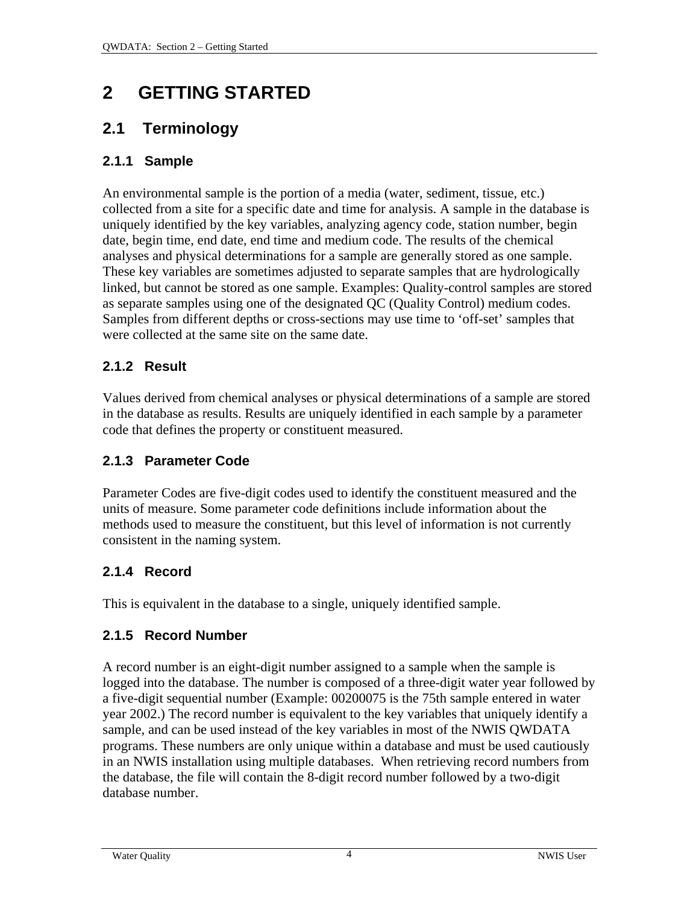# 2 GETTING STARTED

## 2.1 Terminology

### 2.1.1 Sample

An environmental sample is the portion of a media (water, sediment, tissue, etc.) collected from a site for a specific date and time for analysis. A sample in the database is uniquely identified by the key variables, analyzing agency code, station number, begin date, begin time, end date, end time and medium code. The results of the chemical analyses and physical determinations for a sample are generally stored as one sample. These key variables are sometimes adjusted to separate samples that are hydrologically linked, but cannot be stored as one sample. Examples: Quality-control samples are stored as separate samples using one of the designated QC (Quality Control) medium codes. Samples from different depths or cross-sections may use time to 'off-set' samples that were collected at the same site on the same date.

### 2.1.2 Result

Values derived from chemical analyses or physical determinations of a sample are stored in the database as results. Results are uniquely identified in each sample by a parameter code that defines the property or constituent measured.

### 2.1.3 Parameter Code

Parameter Codes are five-digit codes used to identify the constituent measured and the units of measure. Some parameter code definitions include information about the methods used to measure the constituent, but this level of information is not currently consistent in the naming system.

### 2.1.4 Record

This is equivalent in the database to a single, uniquely identified sample.

### 2.1.5 Record Number

A record number is an eight-digit number assigned to a sample when the sample is logged into the database. The number is composed of a three-digit water year followed by a five-digit sequential number (Example: 00200075 is the 75th sample entered in water year 2002.) The record number is equivalent to the key variables that uniquely identify a sample, and can be used instead of the key variables in most of the NWIS QWDATA programs. These numbers are only unique within a database and must be used cautiously in an NWIS installation using multiple databases. When retrieving record numbers from the database, the file will contain the 8-digit record number followed by a two-digit database number.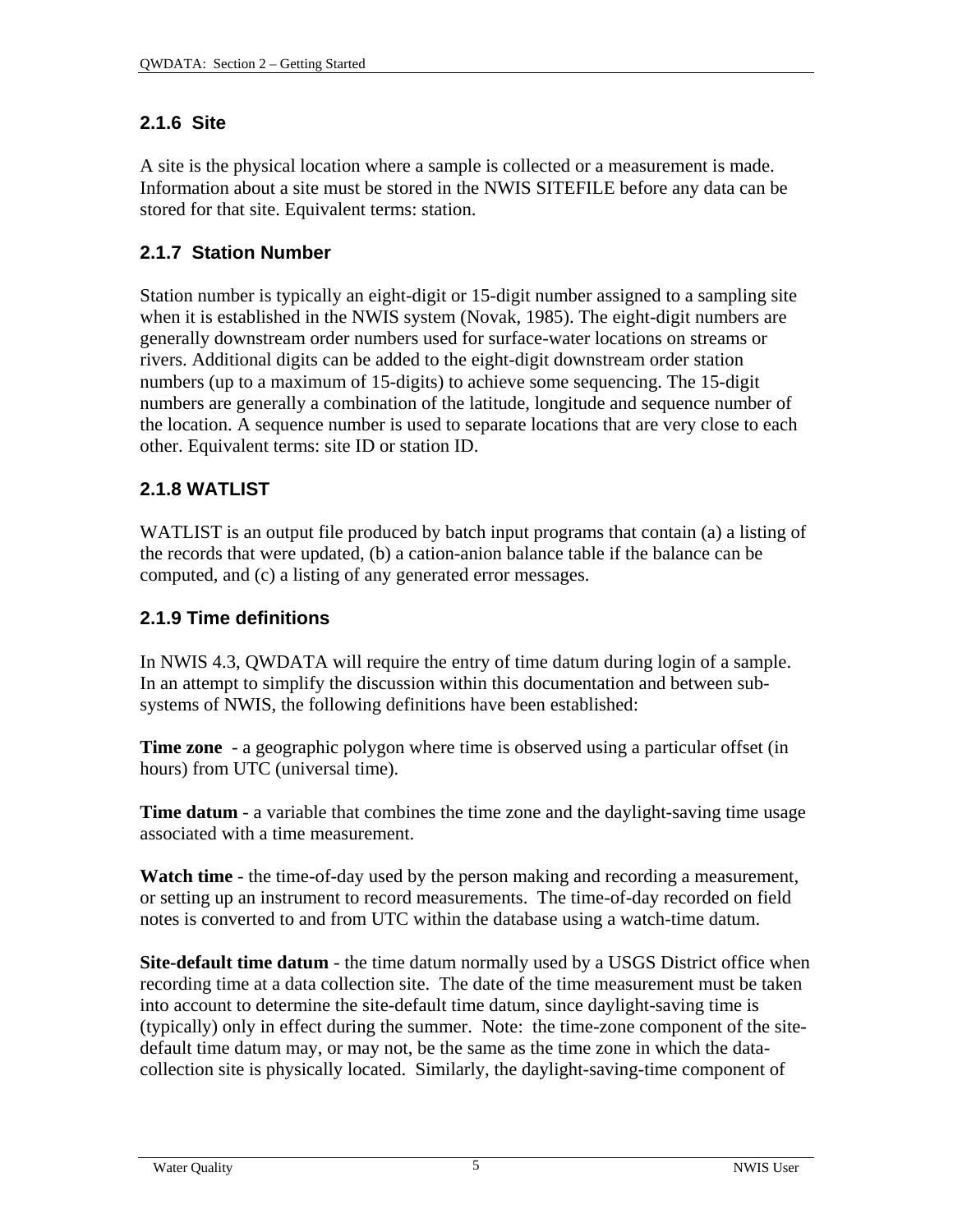### 2.1.6 Site

A site is the physical location where a sample is collected or a measurement is made. Information about a site must be stored in the NWIS SITEFILE before any data can be stored for that site. Equivalent terms: station.

### 2.1.7 Station Number

Station number is typically an eight-digit or 15-digit number assigned to a sampling site when it is established in the NWIS system (Novak, 1985). The eight-digit numbers are generally downstream order numbers used for surface-water locations on streams or rivers. Additional digits can be added to the eight-digit downstream order station numbers (up to a maximum of 15-digits) to achieve some sequencing. The 15-digit numbers are generally a combination of the latitude, longitude and sequence number of the location. A sequence number is used to separate locations that are very close to each other. Equivalent terms: site ID or station ID.

### 2.1.8 WATLIST

WATLIST is an output file produced by batch input programs that contain (a) a listing of the records that were updated, (b) a cation-anion balance table if the balance can be computed, and (c) a listing of any generated error messages.

### 2.1.9 Time definitions

In NWIS 4.3, QWDATA will require the entry of time datum during login of a sample. In an attempt to simplify the discussion within this documentation and between sub-systems of NWIS, the following definitions have been established:

**Time zone** - a geographic polygon where time is observed using a particular offset (in hours) from UTC (universal time).

**Time datum** - a variable that combines the time zone and the daylight-saving time usage associated with a time measurement.

**Watch time** - the time-of-day used by the person making and recording a measurement, or setting up an instrument to record measurements. The time-of-day recorded on field notes is converted to and from UTC within the database using a watch-time datum.

**Site-default time datum** - the time datum normally used by a USGS District office when recording time at a data collection site. The date of the time measurement must be taken into account to determine the site-default time datum, since daylight-saving time is (typically) only in effect during the summer. Note: the time-zone component of the site-default time datum may, or may not, be the same as the time zone in which the data-collection site is physically located. Similarly, the daylight-saving-time component of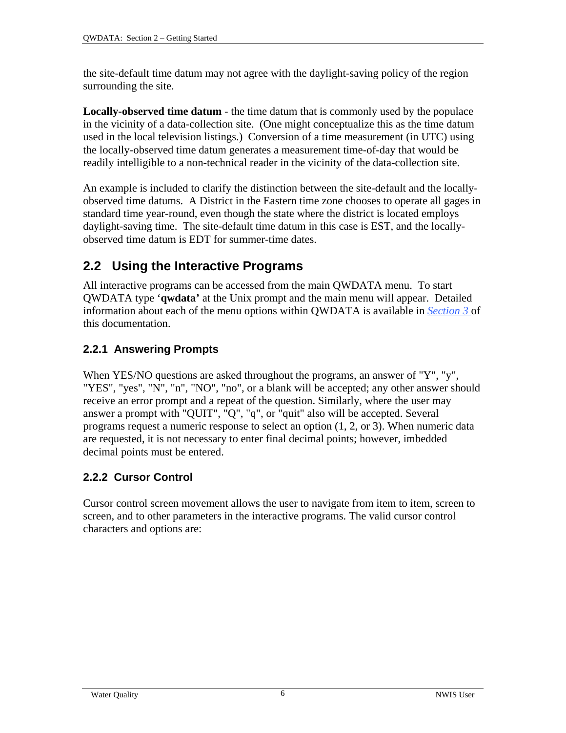the site-default time datum may not agree with the daylight-saving policy of the region surrounding the site.

**Locally-observed time datum** - the time datum that is commonly used by the populace in the vicinity of a data-collection site. (One might conceptualize this as the time datum used in the local television listings.) Conversion of a time measurement (in UTC) using the locally-observed time datum generates a measurement time-of-day that would be readily intelligible to a non-technical reader in the vicinity of the data-collection site.

An example is included to clarify the distinction between the site-default and the locally-observed time datums. A District in the Eastern time zone chooses to operate all gages in standard time year-round, even though the state where the district is located employs daylight-saving time. The site-default time datum in this case is EST, and the locally-observed time datum is EDT for summer-time dates.

## 2.2 Using the Interactive Programs

All interactive programs can be accessed from the main QWDATA menu. To start QWDATA type '**qwdata'** at the Unix prompt and the main menu will appear. Detailed information about each of the menu options within QWDATA is available in *Section 3* of this documentation.

### 2.2.1 Answering Prompts

When YES/NO questions are asked throughout the programs, an answer of "Y", "y", "YES", "yes", "N", "n", "NO", "no", or a blank will be accepted; any other answer should receive an error prompt and a repeat of the question. Similarly, where the user may answer a prompt with "QUIT", "Q", "q", or "quit" also will be accepted. Several programs request a numeric response to select an option (1, 2, or 3). When numeric data are requested, it is not necessary to enter final decimal points; however, imbedded decimal points must be entered.

### 2.2.2 Cursor Control

Cursor control screen movement allows the user to navigate from item to item, screen to screen, and to other parameters in the interactive programs. The valid cursor control characters and options are: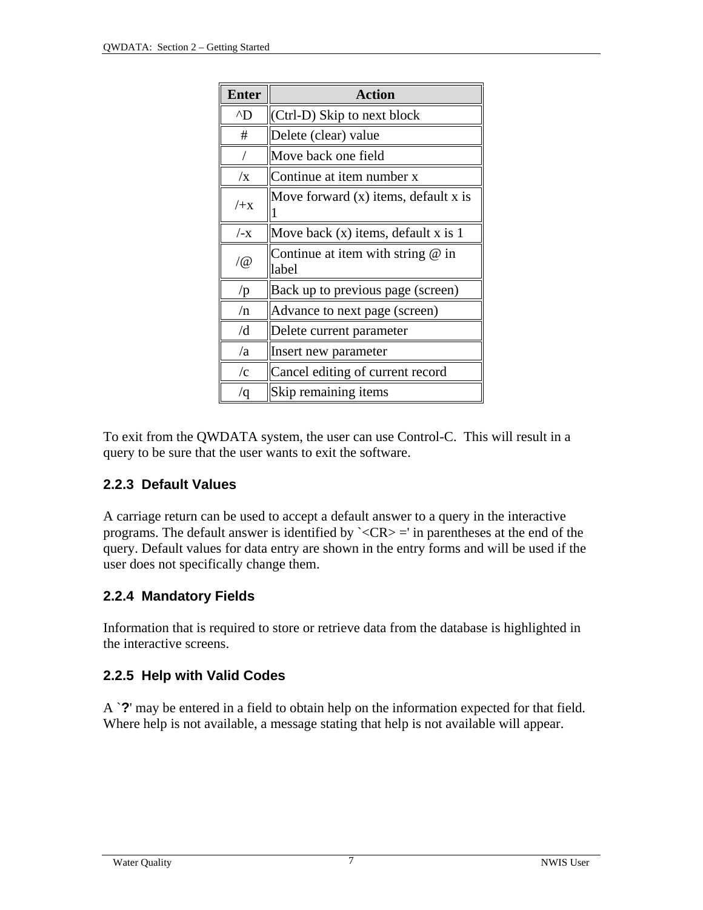| Enter | Action |
|---|---|
| ^D | (Ctrl-D) Skip to next block |
| # | Delete (clear) value |
| / | Move back one field |
| /x | Continue at item number x |
| /+x | Move forward (x) items, default x is 1 |
| /-x | Move back (x) items, default x is 1 |
| /@ | Continue at item with string @ in label |
| /p | Back up to previous page (screen) |
| /n | Advance to next page (screen) |
| /d | Delete current parameter |
| /a | Insert new parameter |
| /c | Cancel editing of current record |
| /q | Skip remaining items |

To exit from the QWDATA system, the user can use Control-C. This will result in a query to be sure that the user wants to exit the software.

### 2.2.3 Default Values

A carriage return can be used to accept a default answer to a query in the interactive programs. The default answer is identified by `<CR> =' in parentheses at the end of the query. Default values for data entry are shown in the entry forms and will be used if the user does not specifically change them.

### 2.2.4 Mandatory Fields

Information that is required to store or retrieve data from the database is highlighted in the interactive screens.

### 2.2.5 Help with Valid Codes

A `**?**' may be entered in a field to obtain help on the information expected for that field. Where help is not available, a message stating that help is not available will appear.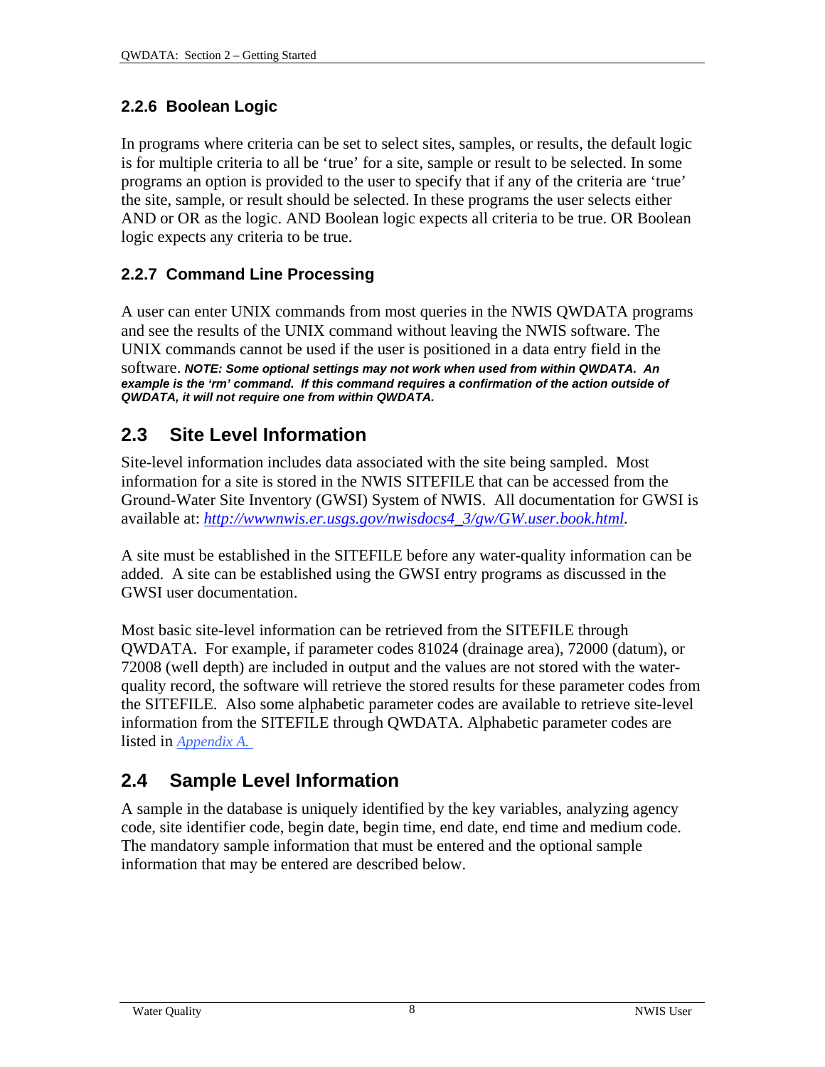### 2.2.6 Boolean Logic

In programs where criteria can be set to select sites, samples, or results, the default logic is for multiple criteria to all be 'true' for a site, sample or result to be selected. In some programs an option is provided to the user to specify that if any of the criteria are 'true' the site, sample, or result should be selected. In these programs the user selects either AND or OR as the logic. AND Boolean logic expects all criteria to be true. OR Boolean logic expects any criteria to be true.

### 2.2.7 Command Line Processing

A user can enter UNIX commands from most queries in the NWIS QWDATA programs and see the results of the UNIX command without leaving the NWIS software. The UNIX commands cannot be used if the user is positioned in a data entry field in the software. ***NOTE: Some optional settings may not work when used from within QWDATA. An example is the 'rm' command. If this command requires a confirmation of the action outside of QWDATA, it will not require one from within QWDATA.***

## 2.3 Site Level Information

Site-level information includes data associated with the site being sampled. Most information for a site is stored in the NWIS SITEFILE that can be accessed from the Ground-Water Site Inventory (GWSI) System of NWIS. All documentation for GWSI is available at: *http://wwwnwis.er.usgs.gov/nwisdocs4_3/gw/GW.user.book.html*.

A site must be established in the SITEFILE before any water-quality information can be added. A site can be established using the GWSI entry programs as discussed in the GWSI user documentation.

Most basic site-level information can be retrieved from the SITEFILE through QWDATA. For example, if parameter codes 81024 (drainage area), 72000 (datum), or 72008 (well depth) are included in output and the values are not stored with the water-quality record, the software will retrieve the stored results for these parameter codes from the SITEFILE. Also some alphabetic parameter codes are available to retrieve site-level information from the SITEFILE through QWDATA. Alphabetic parameter codes are listed in *Appendix A.*

## 2.4 Sample Level Information

A sample in the database is uniquely identified by the key variables, analyzing agency code, site identifier code, begin date, begin time, end date, end time and medium code. The mandatory sample information that must be entered and the optional sample information that may be entered are described below.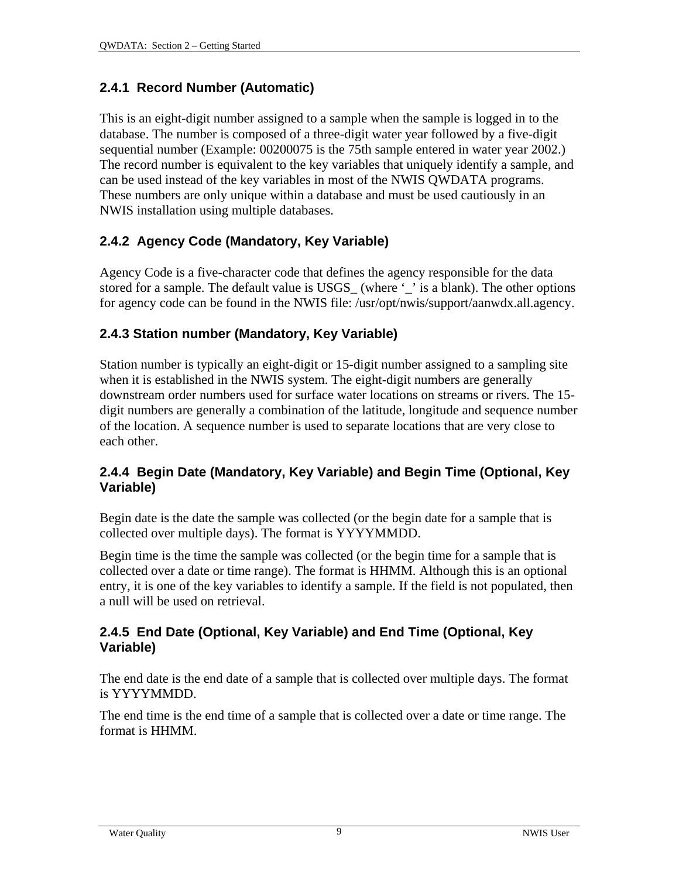### 2.4.1 Record Number (Automatic)

This is an eight-digit number assigned to a sample when the sample is logged in to the database. The number is composed of a three-digit water year followed by a five-digit sequential number (Example: 00200075 is the 75th sample entered in water year 2002.) The record number is equivalent to the key variables that uniquely identify a sample, and can be used instead of the key variables in most of the NWIS QWDATA programs. These numbers are only unique within a database and must be used cautiously in an NWIS installation using multiple databases.

### 2.4.2 Agency Code (Mandatory, Key Variable)

Agency Code is a five-character code that defines the agency responsible for the data stored for a sample. The default value is USGS_ (where '_' is a blank). The other options for agency code can be found in the NWIS file: /usr/opt/nwis/support/aanwdx.all.agency.

### 2.4.3 Station number (Mandatory, Key Variable)

Station number is typically an eight-digit or 15-digit number assigned to a sampling site when it is established in the NWIS system. The eight-digit numbers are generally downstream order numbers used for surface water locations on streams or rivers. The 15-digit numbers are generally a combination of the latitude, longitude and sequence number of the location. A sequence number is used to separate locations that are very close to each other.

### 2.4.4 Begin Date (Mandatory, Key Variable) and Begin Time (Optional, Key Variable)

Begin date is the date the sample was collected (or the begin date for a sample that is collected over multiple days). The format is YYYYMMDD.

Begin time is the time the sample was collected (or the begin time for a sample that is collected over a date or time range). The format is HHMM. Although this is an optional entry, it is one of the key variables to identify a sample. If the field is not populated, then a null will be used on retrieval.

### 2.4.5 End Date (Optional, Key Variable) and End Time (Optional, Key Variable)

The end date is the end date of a sample that is collected over multiple days. The format is YYYYMMDD.

The end time is the end time of a sample that is collected over a date or time range. The format is HHMM.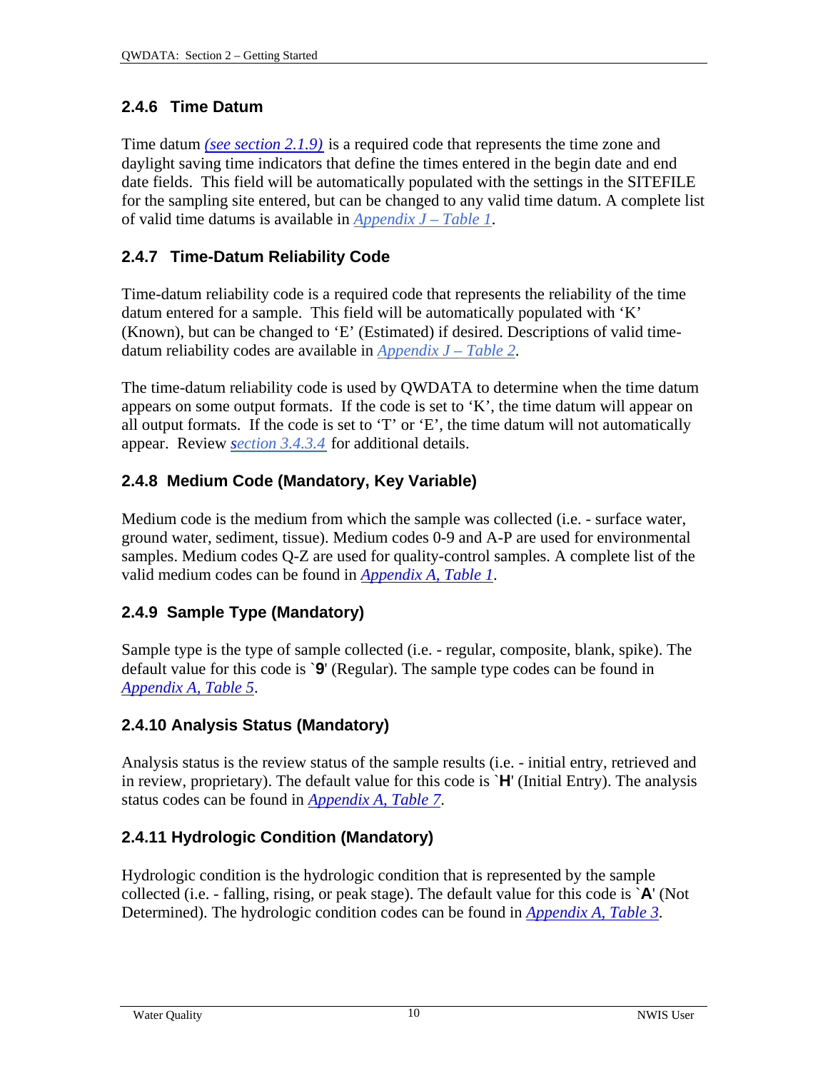### 2.4.6 Time Datum

Time datum *(see section 2.1.9)* is a required code that represents the time zone and daylight saving time indicators that define the times entered in the begin date and end date fields. This field will be automatically populated with the settings in the SITEFILE for the sampling site entered, but can be changed to any valid time datum. A complete list of valid time datums is available in *Appendix J – Table 1*.

### 2.4.7 Time-Datum Reliability Code

Time-datum reliability code is a required code that represents the reliability of the time datum entered for a sample. This field will be automatically populated with 'K' (Known), but can be changed to 'E' (Estimated) if desired. Descriptions of valid time-datum reliability codes are available in *Appendix J – Table 2*.

The time-datum reliability code is used by QWDATA to determine when the time datum appears on some output formats. If the code is set to 'K', the time datum will appear on all output formats. If the code is set to 'T' or 'E', the time datum will not automatically appear. Review *section 3.4.3.4* for additional details.

### 2.4.8 Medium Code (Mandatory, Key Variable)

Medium code is the medium from which the sample was collected (i.e. - surface water, ground water, sediment, tissue). Medium codes 0-9 and A-P are used for environmental samples. Medium codes Q-Z are used for quality-control samples. A complete list of the valid medium codes can be found in *Appendix A, Table 1*.

### 2.4.9 Sample Type (Mandatory)

Sample type is the type of sample collected (i.e. - regular, composite, blank, spike). The default value for this code is `**9**' (Regular). The sample type codes can be found in *Appendix A, Table 5*.

### 2.4.10 Analysis Status (Mandatory)

Analysis status is the review status of the sample results (i.e. - initial entry, retrieved and in review, proprietary). The default value for this code is `**H**' (Initial Entry). The analysis status codes can be found in *Appendix A, Table 7*.

### 2.4.11 Hydrologic Condition (Mandatory)

Hydrologic condition is the hydrologic condition that is represented by the sample collected (i.e. - falling, rising, or peak stage). The default value for this code is `**A**' (Not Determined). The hydrologic condition codes can be found in *Appendix A, Table 3*.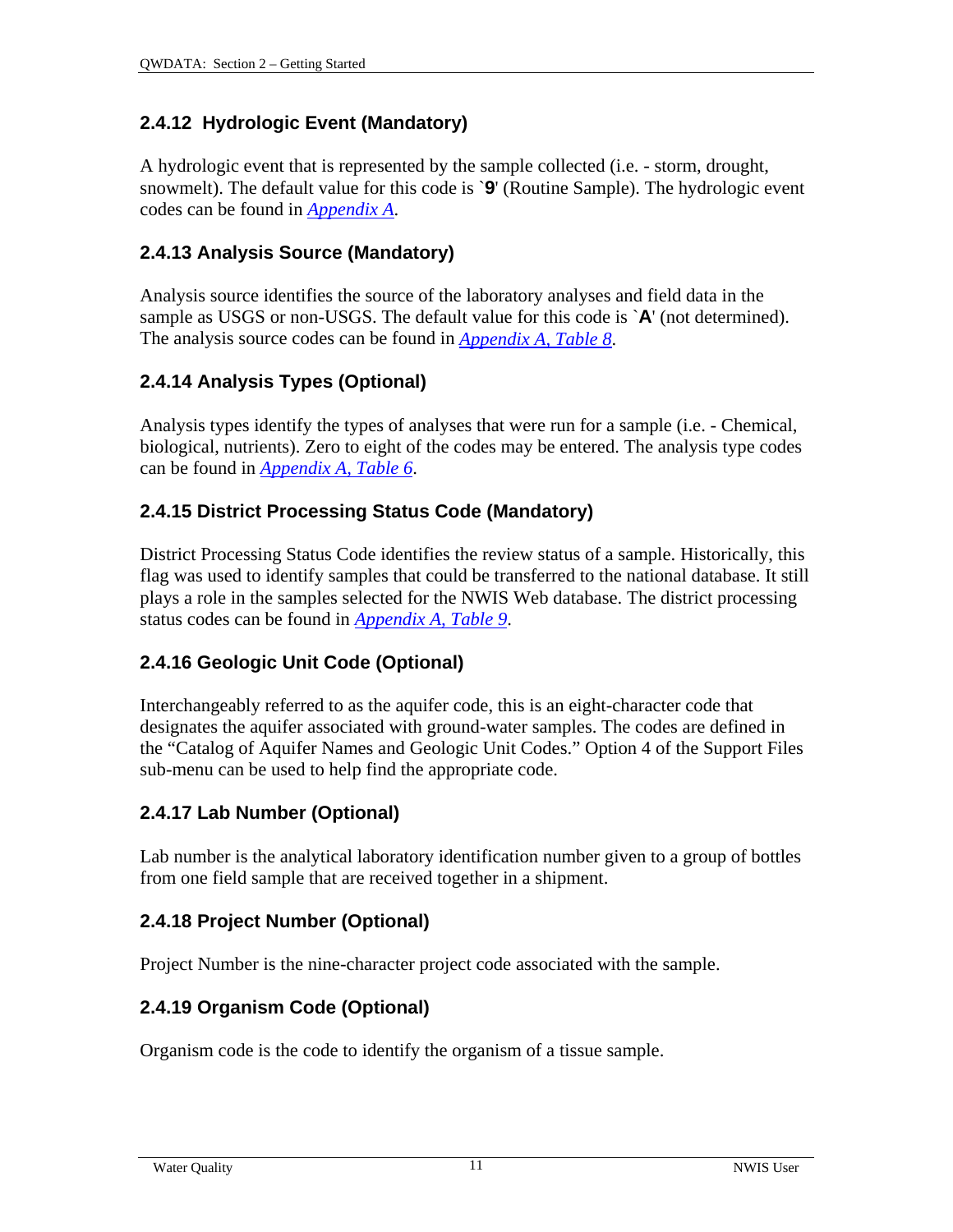### 2.4.12 Hydrologic Event (Mandatory)

A hydrologic event that is represented by the sample collected (i.e. - storm, drought, snowmelt). The default value for this code is `**9**' (Routine Sample). The hydrologic event codes can be found in *Appendix A*.

### 2.4.13 Analysis Source (Mandatory)

Analysis source identifies the source of the laboratory analyses and field data in the sample as USGS or non-USGS. The default value for this code is `**A**' (not determined). The analysis source codes can be found in *Appendix A, Table 8*.

### 2.4.14 Analysis Types (Optional)

Analysis types identify the types of analyses that were run for a sample (i.e. - Chemical, biological, nutrients). Zero to eight of the codes may be entered. The analysis type codes can be found in *Appendix A, Table 6*.

### 2.4.15 District Processing Status Code (Mandatory)

District Processing Status Code identifies the review status of a sample. Historically, this flag was used to identify samples that could be transferred to the national database. It still plays a role in the samples selected for the NWIS Web database. The district processing status codes can be found in *Appendix A, Table 9*.

### 2.4.16 Geologic Unit Code (Optional)

Interchangeably referred to as the aquifer code, this is an eight-character code that designates the aquifer associated with ground-water samples. The codes are defined in the "Catalog of Aquifer Names and Geologic Unit Codes." Option 4 of the Support Files sub-menu can be used to help find the appropriate code.

### 2.4.17 Lab Number (Optional)

Lab number is the analytical laboratory identification number given to a group of bottles from one field sample that are received together in a shipment.

### 2.4.18 Project Number (Optional)

Project Number is the nine-character project code associated with the sample.

### 2.4.19 Organism Code (Optional)

Organism code is the code to identify the organism of a tissue sample.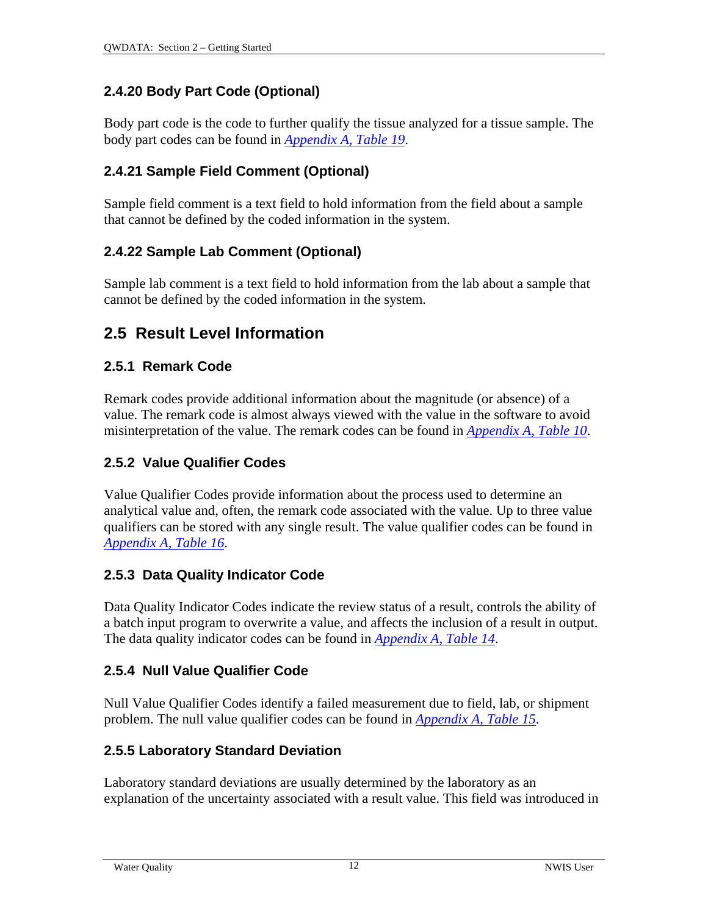### 2.4.20 Body Part Code (Optional)

Body part code is the code to further qualify the tissue analyzed for a tissue sample. The body part codes can be found in *Appendix A, Table 19*.

### 2.4.21 Sample Field Comment (Optional)

Sample field comment is a text field to hold information from the field about a sample that cannot be defined by the coded information in the system.

### 2.4.22 Sample Lab Comment (Optional)

Sample lab comment is a text field to hold information from the lab about a sample that cannot be defined by the coded information in the system.

## 2.5 Result Level Information

### 2.5.1 Remark Code

Remark codes provide additional information about the magnitude (or absence) of a value. The remark code is almost always viewed with the value in the software to avoid misinterpretation of the value. The remark codes can be found in *Appendix A, Table 10*.

### 2.5.2 Value Qualifier Codes

Value Qualifier Codes provide information about the process used to determine an analytical value and, often, the remark code associated with the value. Up to three value qualifiers can be stored with any single result. The value qualifier codes can be found in *Appendix A, Table 16*.

### 2.5.3 Data Quality Indicator Code

Data Quality Indicator Codes indicate the review status of a result, controls the ability of a batch input program to overwrite a value, and affects the inclusion of a result in output. The data quality indicator codes can be found in *Appendix A, Table 14*.

### 2.5.4 Null Value Qualifier Code

Null Value Qualifier Codes identify a failed measurement due to field, lab, or shipment problem. The null value qualifier codes can be found in *Appendix A, Table 15*.

### 2.5.5 Laboratory Standard Deviation

Laboratory standard deviations are usually determined by the laboratory as an explanation of the uncertainty associated with a result value. This field was introduced in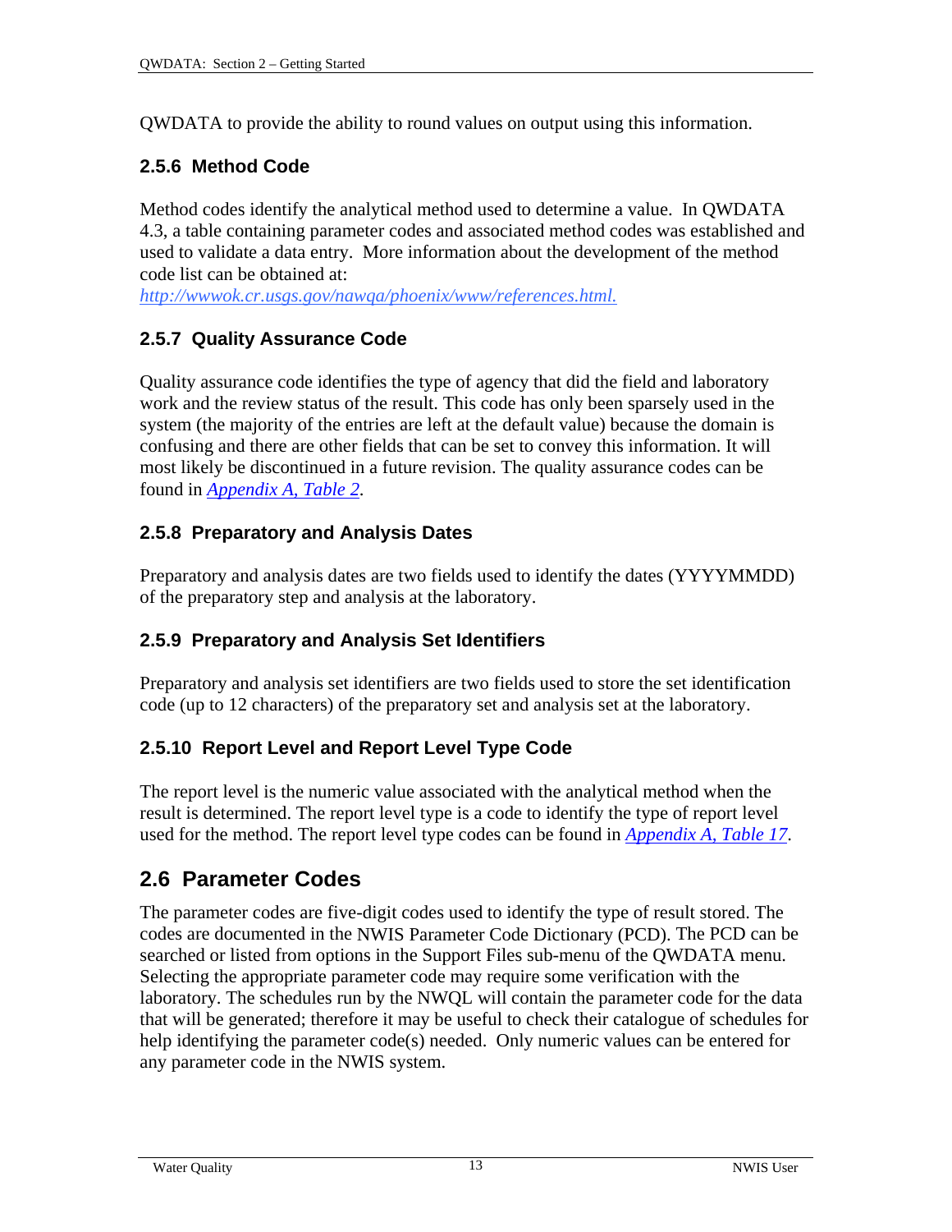QWDATA to provide the ability to round values on output using this information.

### 2.5.6 Method Code

Method codes identify the analytical method used to determine a value. In QWDATA 4.3, a table containing parameter codes and associated method codes was established and used to validate a data entry. More information about the development of the method code list can be obtained at:
*http://wwwok.cr.usgs.gov/nawqa/phoenix/www/references.html.*

### 2.5.7 Quality Assurance Code

Quality assurance code identifies the type of agency that did the field and laboratory work and the review status of the result. This code has only been sparsely used in the system (the majority of the entries are left at the default value) because the domain is confusing and there are other fields that can be set to convey this information. It will most likely be discontinued in a future revision. The quality assurance codes can be found in *Appendix A, Table 2*.

### 2.5.8 Preparatory and Analysis Dates

Preparatory and analysis dates are two fields used to identify the dates (YYYYMMDD) of the preparatory step and analysis at the laboratory.

### 2.5.9 Preparatory and Analysis Set Identifiers

Preparatory and analysis set identifiers are two fields used to store the set identification code (up to 12 characters) of the preparatory set and analysis set at the laboratory.

### 2.5.10 Report Level and Report Level Type Code

The report level is the numeric value associated with the analytical method when the result is determined. The report level type is a code to identify the type of report level used for the method. The report level type codes can be found in *Appendix A, Table 17*.

## 2.6 Parameter Codes

The parameter codes are five-digit codes used to identify the type of result stored. The codes are documented in the NWIS Parameter Code Dictionary (PCD). The PCD can be searched or listed from options in the Support Files sub-menu of the QWDATA menu. Selecting the appropriate parameter code may require some verification with the laboratory. The schedules run by the NWQL will contain the parameter code for the data that will be generated; therefore it may be useful to check their catalogue of schedules for help identifying the parameter code(s) needed. Only numeric values can be entered for any parameter code in the NWIS system.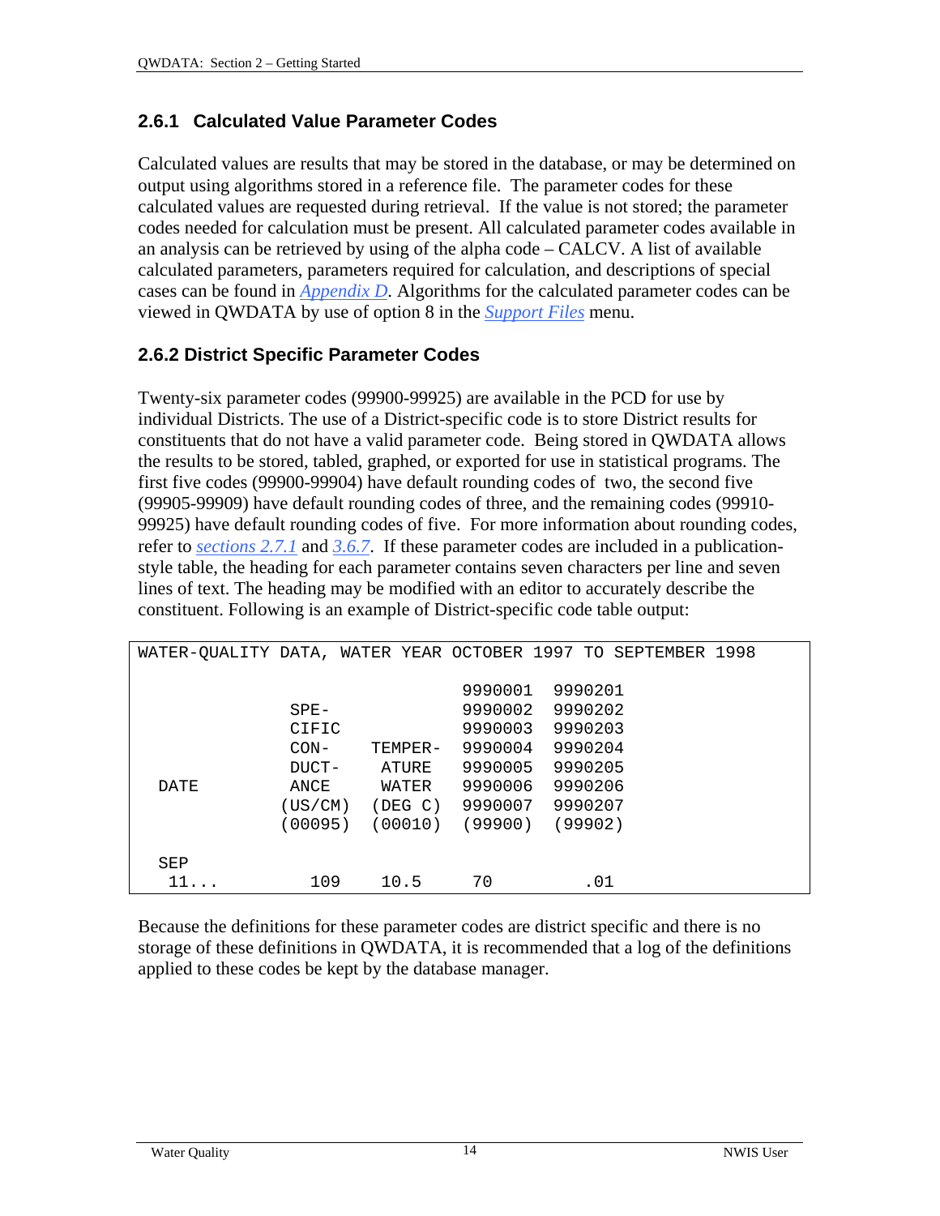### 2.6.1 Calculated Value Parameter Codes

Calculated values are results that may be stored in the database, or may be determined on output using algorithms stored in a reference file. The parameter codes for these calculated values are requested during retrieval. If the value is not stored; the parameter codes needed for calculation must be present. All calculated parameter codes available in an analysis can be retrieved by using of the alpha code – CALCV. A list of available calculated parameters, parameters required for calculation, and descriptions of special cases can be found in *Appendix D*. Algorithms for the calculated parameter codes can be viewed in QWDATA by use of option 8 in the *Support Files* menu.

### 2.6.2 District Specific Parameter Codes

Twenty-six parameter codes (99900-99925) are available in the PCD for use by individual Districts. The use of a District-specific code is to store District results for constituents that do not have a valid parameter code. Being stored in QWDATA allows the results to be stored, tabled, graphed, or exported for use in statistical programs. The first five codes (99900-99904) have default rounding codes of two, the second five (99905-99909) have default rounding codes of three, and the remaining codes (99910-99925) have default rounding codes of five. For more information about rounding codes, refer to *sections 2.7.1* and *3.6.7*. If these parameter codes are included in a publication-style table, the heading for each parameter contains seven characters per line and seven lines of text. The heading may be modified with an editor to accurately describe the constituent. Following is an example of District-specific code table output:

```
WATER-QUALITY DATA, WATER YEAR OCTOBER 1997 TO SEPTEMBER 1998

                                    9990001   9990201
              SPE-                  9990002   9990202
              CIFIC                 9990003   9990203
              CON-     TEMPER-      9990004   9990204
              DUCT-     ATURE       9990005   9990205
  DATE        ANCE      WATER       9990006   9990206
             (US/CM)   (DEG C)      9990007   9990207
             (00095)   (00010)      (99900)   (99902)

  SEP
   11...        109      10.5        70           .01
```

Because the definitions for these parameter codes are district specific and there is no storage of these definitions in QWDATA, it is recommended that a log of the definitions applied to these codes be kept by the database manager.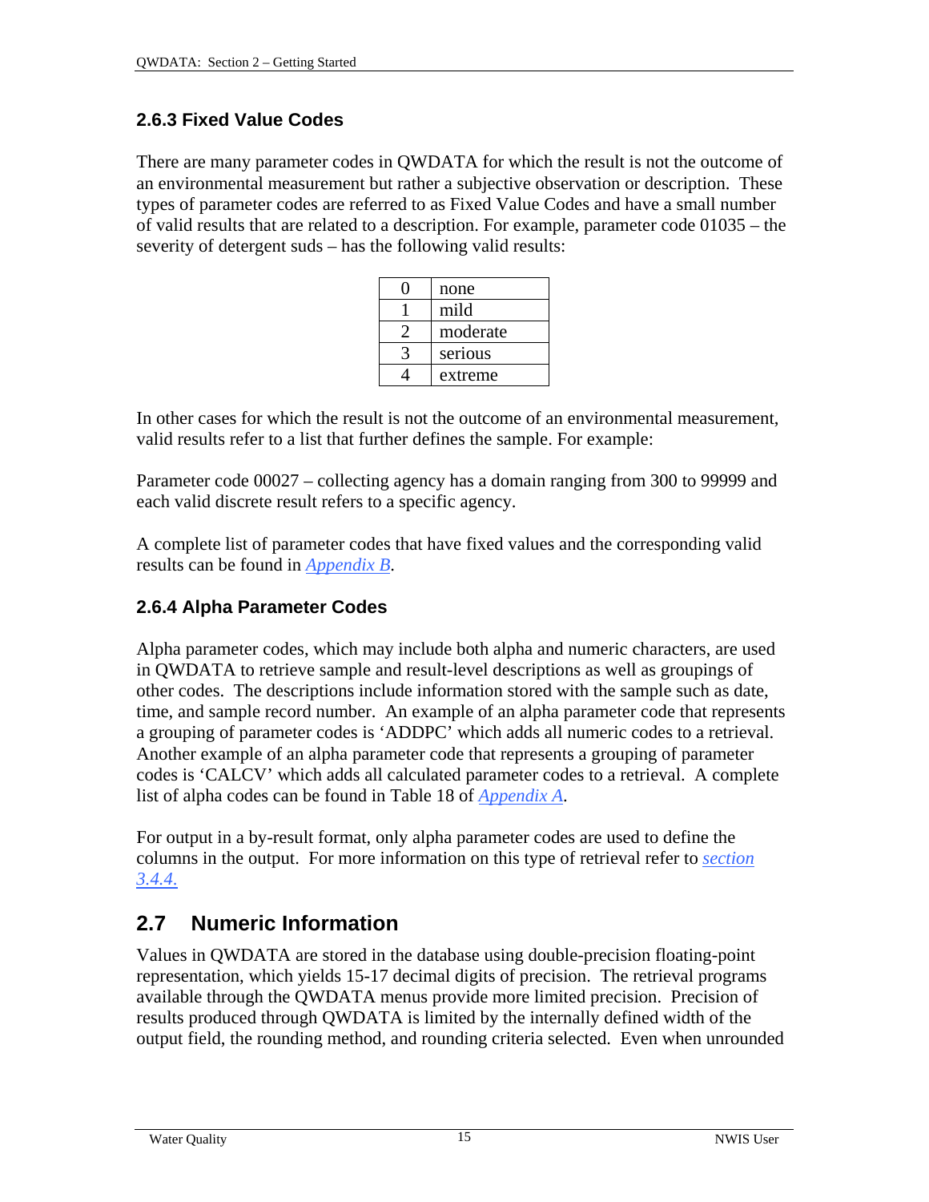### 2.6.3 Fixed Value Codes

There are many parameter codes in QWDATA for which the result is not the outcome of an environmental measurement but rather a subjective observation or description. These types of parameter codes are referred to as Fixed Value Codes and have a small number of valid results that are related to a description. For example, parameter code 01035 – the severity of detergent suds – has the following valid results:

| | |
|---|---|
| 0 | none |
| 1 | mild |
| 2 | moderate |
| 3 | serious |
| 4 | extreme |

In other cases for which the result is not the outcome of an environmental measurement, valid results refer to a list that further defines the sample. For example:

Parameter code 00027 – collecting agency has a domain ranging from 300 to 99999 and each valid discrete result refers to a specific agency.

A complete list of parameter codes that have fixed values and the corresponding valid results can be found in *Appendix B*.

### 2.6.4 Alpha Parameter Codes

Alpha parameter codes, which may include both alpha and numeric characters, are used in QWDATA to retrieve sample and result-level descriptions as well as groupings of other codes. The descriptions include information stored with the sample such as date, time, and sample record number. An example of an alpha parameter code that represents a grouping of parameter codes is 'ADDPC' which adds all numeric codes to a retrieval. Another example of an alpha parameter code that represents a grouping of parameter codes is 'CALCV' which adds all calculated parameter codes to a retrieval. A complete list of alpha codes can be found in Table 18 of *Appendix A*.

For output in a by-result format, only alpha parameter codes are used to define the columns in the output. For more information on this type of retrieval refer to *section 3.4.4.*

## 2.7 Numeric Information

Values in QWDATA are stored in the database using double-precision floating-point representation, which yields 15-17 decimal digits of precision. The retrieval programs available through the QWDATA menus provide more limited precision. Precision of results produced through QWDATA is limited by the internally defined width of the output field, the rounding method, and rounding criteria selected. Even when unrounded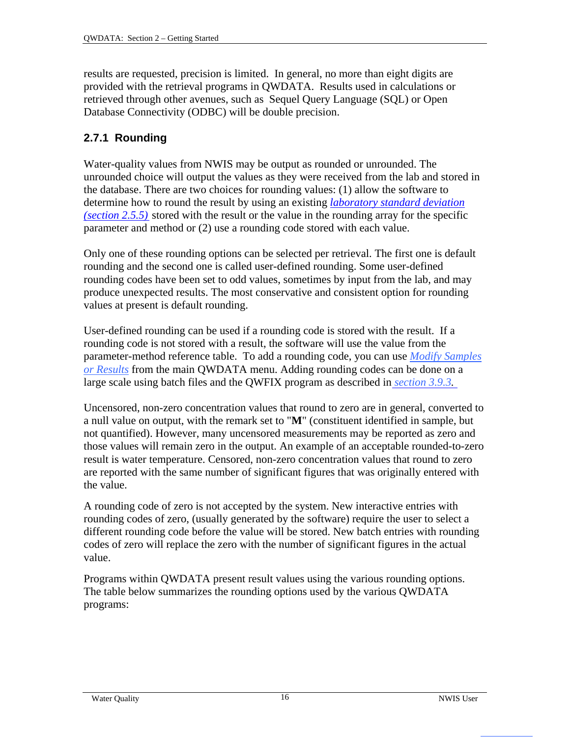results are requested, precision is limited. In general, no more than eight digits are provided with the retrieval programs in QWDATA. Results used in calculations or retrieved through other avenues, such as Sequel Query Language (SQL) or Open Database Connectivity (ODBC) will be double precision.

### 2.7.1 Rounding

Water-quality values from NWIS may be output as rounded or unrounded. The unrounded choice will output the values as they were received from the lab and stored in the database. There are two choices for rounding values: (1) allow the software to determine how to round the result by using an existing *laboratory standard deviation (section 2.5.5)* stored with the result or the value in the rounding array for the specific parameter and method or (2) use a rounding code stored with each value.

Only one of these rounding options can be selected per retrieval. The first one is default rounding and the second one is called user-defined rounding. Some user-defined rounding codes have been set to odd values, sometimes by input from the lab, and may produce unexpected results. The most conservative and consistent option for rounding values at present is default rounding.

User-defined rounding can be used if a rounding code is stored with the result. If a rounding code is not stored with a result, the software will use the value from the parameter-method reference table. To add a rounding code, you can use *Modify Samples or Results* from the main QWDATA menu. Adding rounding codes can be done on a large scale using batch files and the QWFIX program as described in *section 3.9.3.*

Uncensored, non-zero concentration values that round to zero are in general, converted to a null value on output, with the remark set to "**M**" (constituent identified in sample, but not quantified). However, many uncensored measurements may be reported as zero and those values will remain zero in the output. An example of an acceptable rounded-to-zero result is water temperature. Censored, non-zero concentration values that round to zero are reported with the same number of significant figures that was originally entered with the value.

A rounding code of zero is not accepted by the system. New interactive entries with rounding codes of zero, (usually generated by the software) require the user to select a different rounding code before the value will be stored. New batch entries with rounding codes of zero will replace the zero with the number of significant figures in the actual value.

Programs within QWDATA present result values using the various rounding options. The table below summarizes the rounding options used by the various QWDATA programs: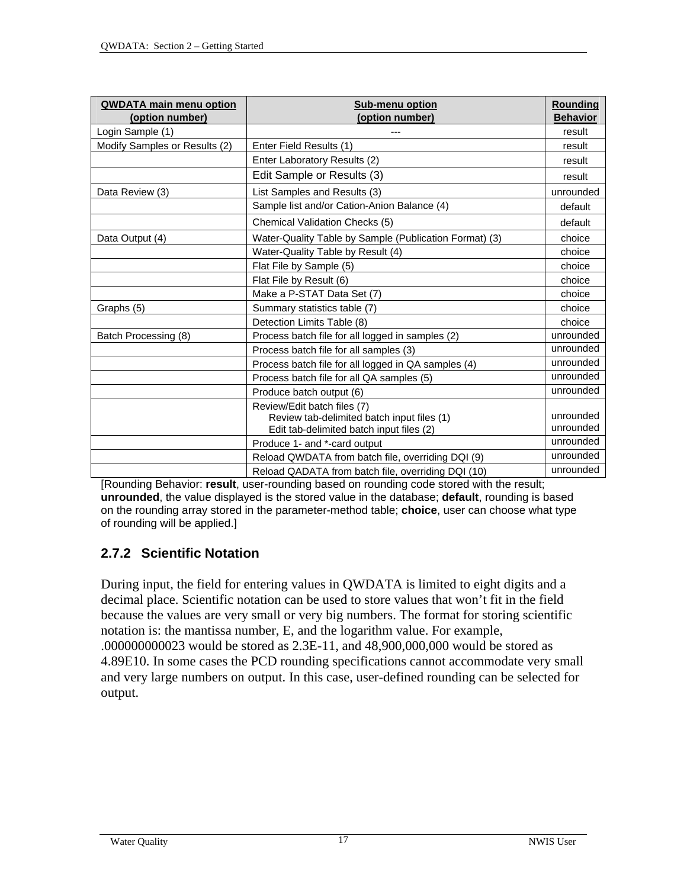| QWDATA main menu option (option number) | Sub-menu option (option number) | Rounding Behavior |
|---|---|---|
| Login Sample (1) | --- | result |
| Modify Samples or Results (2) | Enter Field Results (1) | result |
| | Enter Laboratory Results (2) | result |
| | Edit Sample or Results (3) | result |
| Data Review (3) | List Samples and Results (3) | unrounded |
| | Sample list and/or Cation-Anion Balance (4) | default |
| | Chemical Validation Checks (5) | default |
| Data Output (4) | Water-Quality Table by Sample (Publication Format) (3) | choice |
| | Water-Quality Table by Result (4) | choice |
| | Flat File by Sample (5) | choice |
| | Flat File by Result (6) | choice |
| | Make a P-STAT Data Set (7) | choice |
| Graphs (5) | Summary statistics table (7) | choice |
| | Detection Limits Table (8) | choice |
| Batch Processing (8) | Process batch file for all logged in samples (2) | unrounded |
| | Process batch file for all samples (3) | unrounded |
| | Process batch file for all logged in QA samples (4) | unrounded |
| | Process batch file for all QA samples (5) | unrounded |
| | Produce batch output (6) | unrounded |
| | Review/Edit batch files (7)<br>Review tab-delimited batch input files (1)<br>Edit tab-delimited batch input files (2) | <br>unrounded<br>unrounded |
| | Produce 1- and *-card output | unrounded |
| | Reload QWDATA from batch file, overriding DQI (9) | unrounded |
| | Reload QADATA from batch file, overriding DQI (10) | unrounded |

[Rounding Behavior: **result**, user-rounding based on rounding code stored with the result; **unrounded**, the value displayed is the stored value in the database; **default**, rounding is based on the rounding array stored in the parameter-method table; **choice**, user can choose what type of rounding will be applied.]

### 2.7.2 Scientific Notation

During input, the field for entering values in QWDATA is limited to eight digits and a decimal place. Scientific notation can be used to store values that won't fit in the field because the values are very small or very big numbers. The format for storing scientific notation is: the mantissa number, E, and the logarithm value. For example, .000000000023 would be stored as 2.3E-11, and 48,900,000,000 would be stored as 4.89E10. In some cases the PCD rounding specifications cannot accommodate very small and very large numbers on output. In this case, user-defined rounding can be selected for output.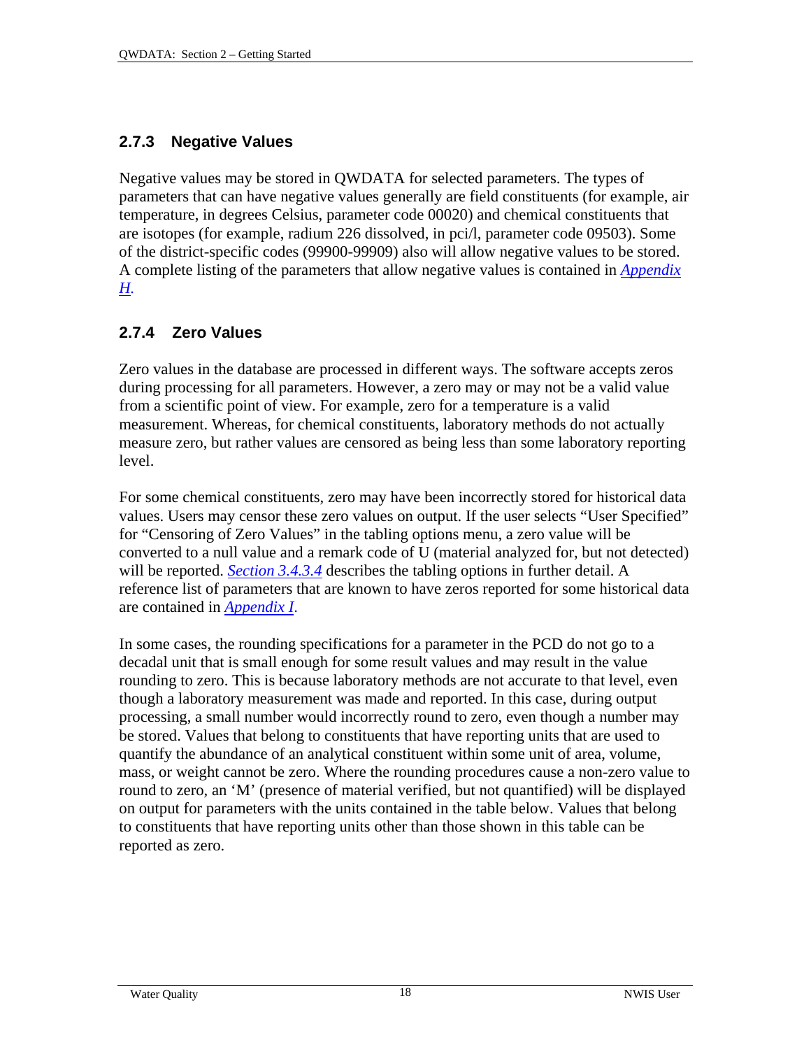### 2.7.3 Negative Values

Negative values may be stored in QWDATA for selected parameters. The types of parameters that can have negative values generally are field constituents (for example, air temperature, in degrees Celsius, parameter code 00020) and chemical constituents that are isotopes (for example, radium 226 dissolved, in pci/l, parameter code 09503). Some of the district-specific codes (99900-99909) also will allow negative values to be stored. A complete listing of the parameters that allow negative values is contained in *Appendix H.*

### 2.7.4 Zero Values

Zero values in the database are processed in different ways. The software accepts zeros during processing for all parameters. However, a zero may or may not be a valid value from a scientific point of view. For example, zero for a temperature is a valid measurement. Whereas, for chemical constituents, laboratory methods do not actually measure zero, but rather values are censored as being less than some laboratory reporting level.

For some chemical constituents, zero may have been incorrectly stored for historical data values. Users may censor these zero values on output. If the user selects "User Specified" for "Censoring of Zero Values" in the tabling options menu, a zero value will be converted to a null value and a remark code of U (material analyzed for, but not detected) will be reported. *Section 3.4.3.4* describes the tabling options in further detail. A reference list of parameters that are known to have zeros reported for some historical data are contained in *Appendix I.*

In some cases, the rounding specifications for a parameter in the PCD do not go to a decadal unit that is small enough for some result values and may result in the value rounding to zero. This is because laboratory methods are not accurate to that level, even though a laboratory measurement was made and reported. In this case, during output processing, a small number would incorrectly round to zero, even though a number may be stored. Values that belong to constituents that have reporting units that are used to quantify the abundance of an analytical constituent within some unit of area, volume, mass, or weight cannot be zero. Where the rounding procedures cause a non-zero value to round to zero, an 'M' (presence of material verified, but not quantified) will be displayed on output for parameters with the units contained in the table below. Values that belong to constituents that have reporting units other than those shown in this table can be reported as zero.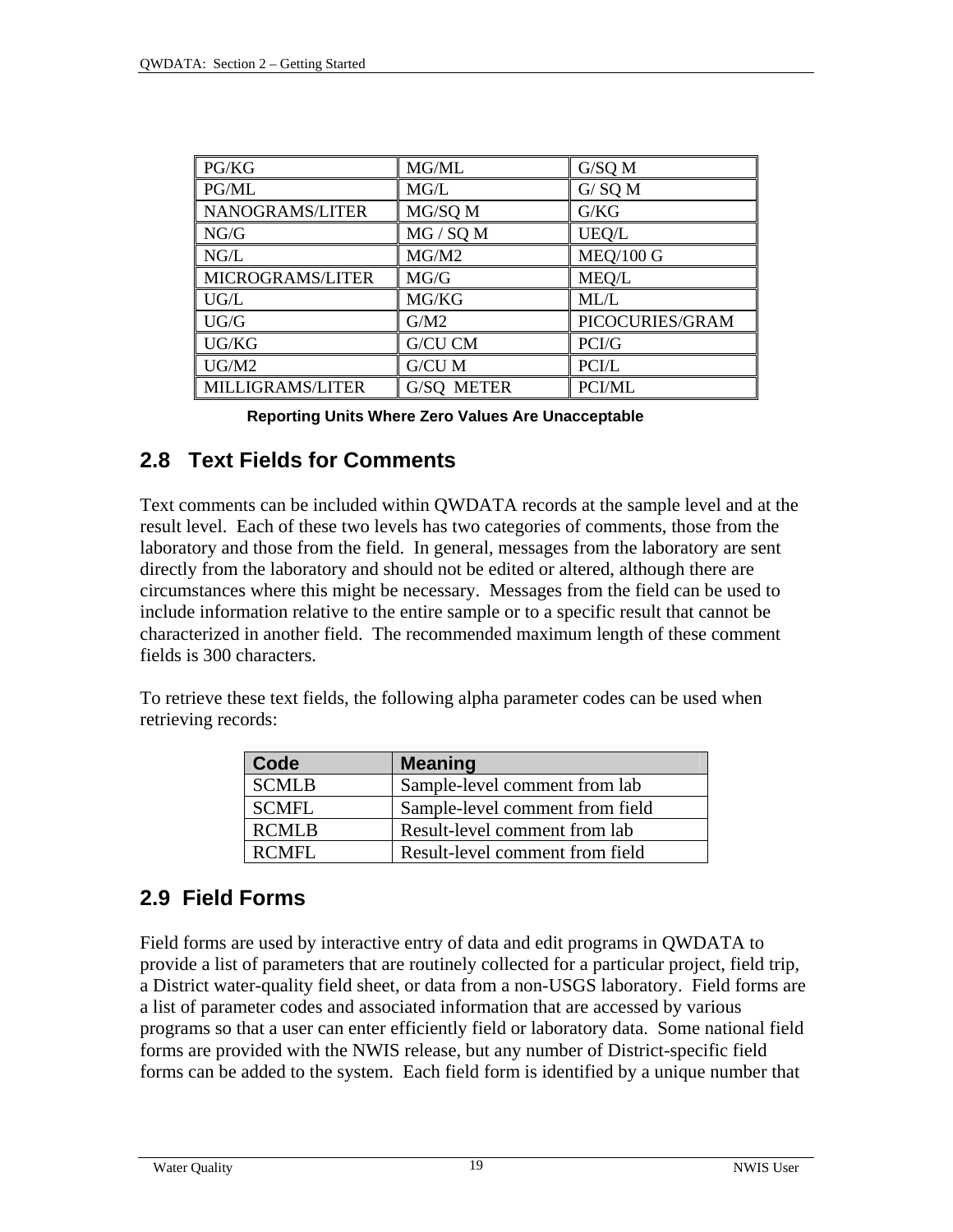| PG/KG | MG/ML | G/SQ M |
|---|---|---|
| PG/ML | MG/L | G/ SQ M |
| NANOGRAMS/LITER | MG/SQ M | G/KG |
| NG/G | MG / SQ M | UEQ/L |
| NG/L | MG/M2 | MEQ/100 G |
| MICROGRAMS/LITER | MG/G | MEQ/L |
| UG/L | MG/KG | ML/L |
| UG/G | G/M2 | PICOCURIES/GRAM |
| UG/KG | G/CU CM | PCI/G |
| UG/M2 | G/CU M | PCI/L |
| MILLIGRAMS/LITER | G/SQ METER | PCI/ML |

**Reporting Units Where Zero Values Are Unacceptable**

## 2.8 Text Fields for Comments

Text comments can be included within QWDATA records at the sample level and at the result level. Each of these two levels has two categories of comments, those from the laboratory and those from the field. In general, messages from the laboratory are sent directly from the laboratory and should not be edited or altered, although there are circumstances where this might be necessary. Messages from the field can be used to include information relative to the entire sample or to a specific result that cannot be characterized in another field. The recommended maximum length of these comment fields is 300 characters.

To retrieve these text fields, the following alpha parameter codes can be used when retrieving records:

| Code | Meaning |
|---|---|
| SCMLB | Sample-level comment from lab |
| SCMFL | Sample-level comment from field |
| RCMLB | Result-level comment from lab |
| RCMFL | Result-level comment from field |

## 2.9 Field Forms

Field forms are used by interactive entry of data and edit programs in QWDATA to provide a list of parameters that are routinely collected for a particular project, field trip, a District water-quality field sheet, or data from a non-USGS laboratory. Field forms are a list of parameter codes and associated information that are accessed by various programs so that a user can enter efficiently field or laboratory data. Some national field forms are provided with the NWIS release, but any number of District-specific field forms can be added to the system. Each field form is identified by a unique number that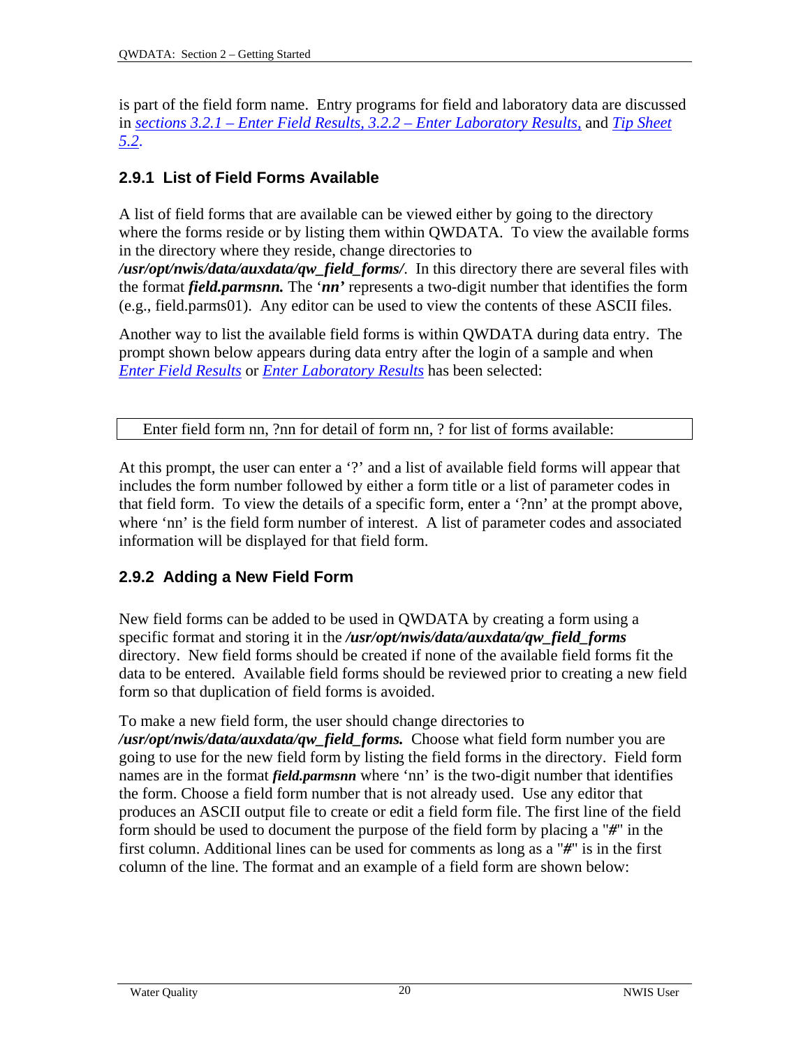is part of the field form name. Entry programs for field and laboratory data are discussed in *sections 3.2.1 – Enter Field Results, 3.2.2 – Enter Laboratory Results,* and *Tip Sheet 5.2*.

### 2.9.1 List of Field Forms Available

A list of field forms that are available can be viewed either by going to the directory where the forms reside or by listing them within QWDATA. To view the available forms in the directory where they reside, change directories to ***/usr/opt/nwis/data/auxdata/qw_field_forms/***. In this directory there are several files with the format ***field.parmsnn.*** The '***nn'*** represents a two-digit number that identifies the form (e.g., field.parms01). Any editor can be used to view the contents of these ASCII files.

Another way to list the available field forms is within QWDATA during data entry. The prompt shown below appears during data entry after the login of a sample and when *Enter Field Results* or *Enter Laboratory Results* has been selected:

```
Enter field form nn, ?nn for detail of form nn, ? for list of forms available:
```

At this prompt, the user can enter a '?' and a list of available field forms will appear that includes the form number followed by either a form title or a list of parameter codes in that field form. To view the details of a specific form, enter a '?nn' at the prompt above, where 'nn' is the field form number of interest. A list of parameter codes and associated information will be displayed for that field form.

### 2.9.2 Adding a New Field Form

New field forms can be added to be used in QWDATA by creating a form using a specific format and storing it in the ***/usr/opt/nwis/data/auxdata/qw_field_forms*** directory. New field forms should be created if none of the available field forms fit the data to be entered. Available field forms should be reviewed prior to creating a new field form so that duplication of field forms is avoided.

To make a new field form, the user should change directories to ***/usr/opt/nwis/data/auxdata/qw_field_forms.*** Choose what field form number you are going to use for the new field form by listing the field forms in the directory. Field form names are in the format ***field.parmsnn*** where 'nn' is the two-digit number that identifies the form. Choose a field form number that is not already used. Use any editor that produces an ASCII output file to create or edit a field form file. The first line of the field form should be used to document the purpose of the field form by placing a "***#***" in the first column. Additional lines can be used for comments as long as a "***#***" is in the first column of the line. The format and an example of a field form are shown below: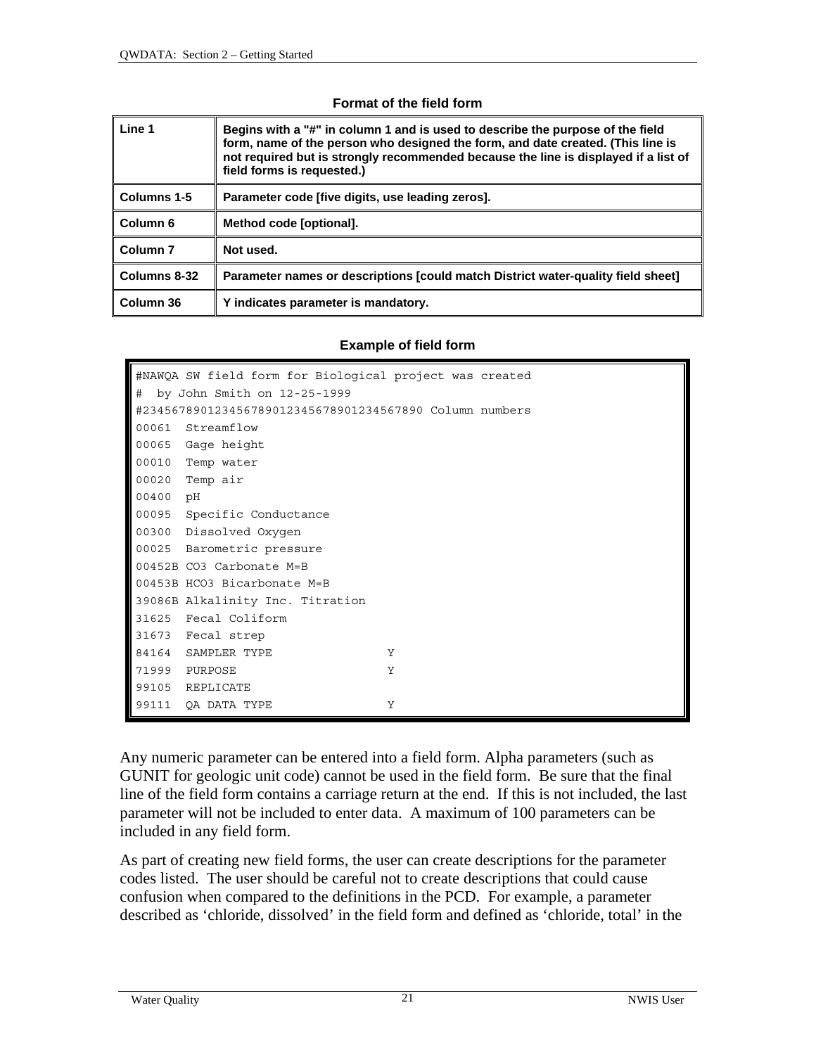**Format of the field form**

| | |
|---|---|
| **Line 1** | **Begins with a "#" in column 1 and is used to describe the purpose of the field form, name of the person who designed the form, and date created. (This line is not required but is strongly recommended because the line is displayed if a list of field forms is requested.)** |
| **Columns 1-5** | **Parameter code [five digits, use leading zeros].** |
| **Column 6** | **Method code [optional].** |
| **Column 7** | **Not used.** |
| **Columns 8-32** | **Parameter names or descriptions [could match District water-quality field sheet]** |
| **Column 36** | **Y indicates parameter is mandatory.** |

**Example of field form**

```
#NAWQA SW field form for Biological project was created
#  by John Smith on 12-25-1999
#234567890123456789012345678901234567890 Column numbers
00061  Streamflow
00065  Gage height
00010  Temp water
00020  Temp air
00400  pH
00095  Specific Conductance
00300  Dissolved Oxygen
00025  Barometric pressure
00452B CO3 Carbonate M=B
00453B HCO3 Bicarbonate M=B
39086B Alkalinity Inc. Titration
31625  Fecal Coliform
31673  Fecal strep
84164  SAMPLER TYPE                Y
71999  PURPOSE                     Y
99105  REPLICATE
99111  QA DATA TYPE                Y
```

Any numeric parameter can be entered into a field form. Alpha parameters (such as GUNIT for geologic unit code) cannot be used in the field form. Be sure that the final line of the field form contains a carriage return at the end. If this is not included, the last parameter will not be included to enter data. A maximum of 100 parameters can be included in any field form.

As part of creating new field forms, the user can create descriptions for the parameter codes listed. The user should be careful not to create descriptions that could cause confusion when compared to the definitions in the PCD. For example, a parameter described as 'chloride, dissolved' in the field form and defined as 'chloride, total' in the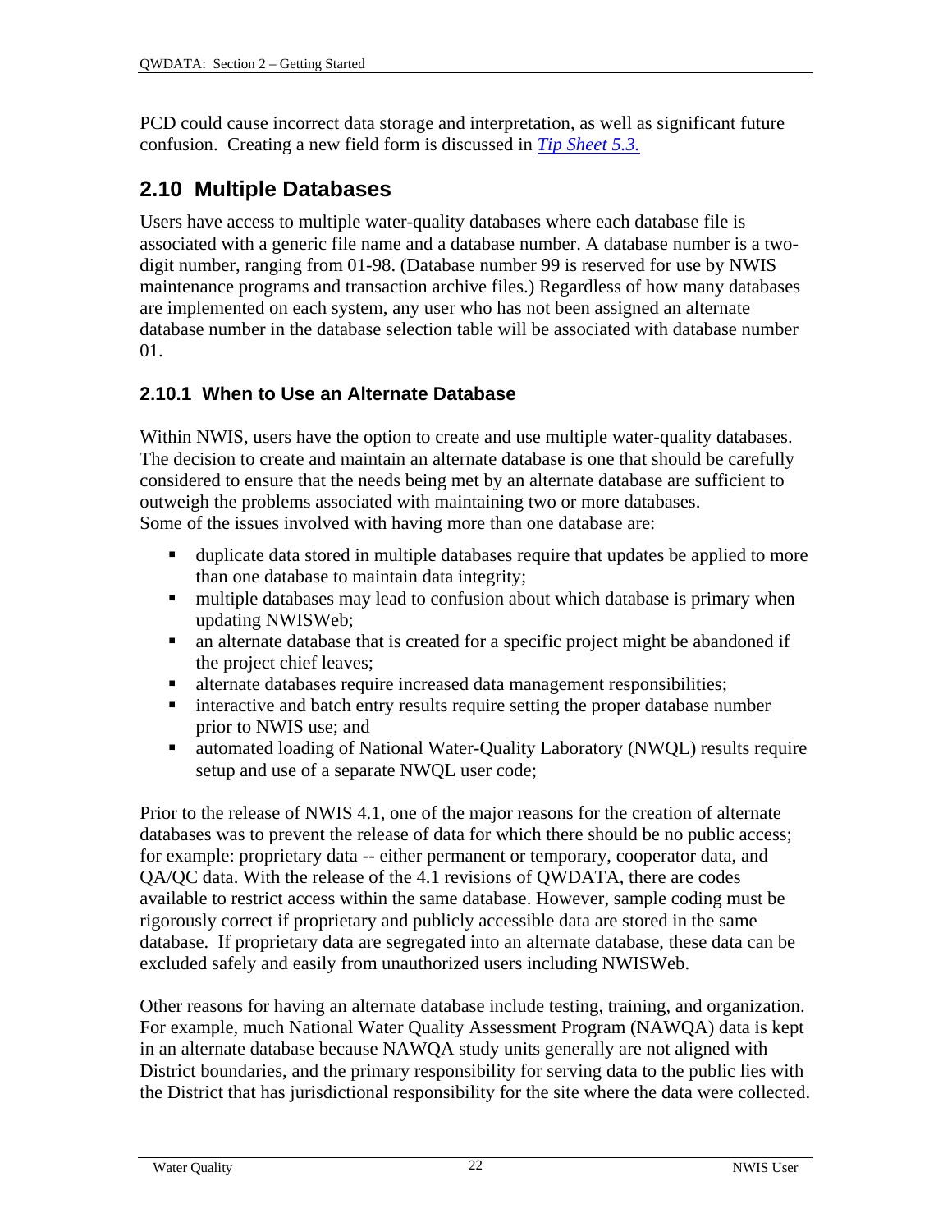PCD could cause incorrect data storage and interpretation, as well as significant future confusion. Creating a new field form is discussed in *Tip Sheet 5.3.*

## 2.10 Multiple Databases

Users have access to multiple water-quality databases where each database file is associated with a generic file name and a database number. A database number is a two-digit number, ranging from 01-98. (Database number 99 is reserved for use by NWIS maintenance programs and transaction archive files.) Regardless of how many databases are implemented on each system, any user who has not been assigned an alternate database number in the database selection table will be associated with database number 01.

### 2.10.1 When to Use an Alternate Database

Within NWIS, users have the option to create and use multiple water-quality databases. The decision to create and maintain an alternate database is one that should be carefully considered to ensure that the needs being met by an alternate database are sufficient to outweigh the problems associated with maintaining two or more databases.
Some of the issues involved with having more than one database are:

- duplicate data stored in multiple databases require that updates be applied to more than one database to maintain data integrity;
- multiple databases may lead to confusion about which database is primary when updating NWISWeb;
- an alternate database that is created for a specific project might be abandoned if the project chief leaves;
- alternate databases require increased data management responsibilities;
- interactive and batch entry results require setting the proper database number prior to NWIS use; and
- automated loading of National Water-Quality Laboratory (NWQL) results require setup and use of a separate NWQL user code;

Prior to the release of NWIS 4.1, one of the major reasons for the creation of alternate databases was to prevent the release of data for which there should be no public access; for example: proprietary data -- either permanent or temporary, cooperator data, and QA/QC data. With the release of the 4.1 revisions of QWDATA, there are codes available to restrict access within the same database. However, sample coding must be rigorously correct if proprietary and publicly accessible data are stored in the same database. If proprietary data are segregated into an alternate database, these data can be excluded safely and easily from unauthorized users including NWISWeb.

Other reasons for having an alternate database include testing, training, and organization. For example, much National Water Quality Assessment Program (NAWQA) data is kept in an alternate database because NAWQA study units generally are not aligned with District boundaries, and the primary responsibility for serving data to the public lies with the District that has jurisdictional responsibility for the site where the data were collected.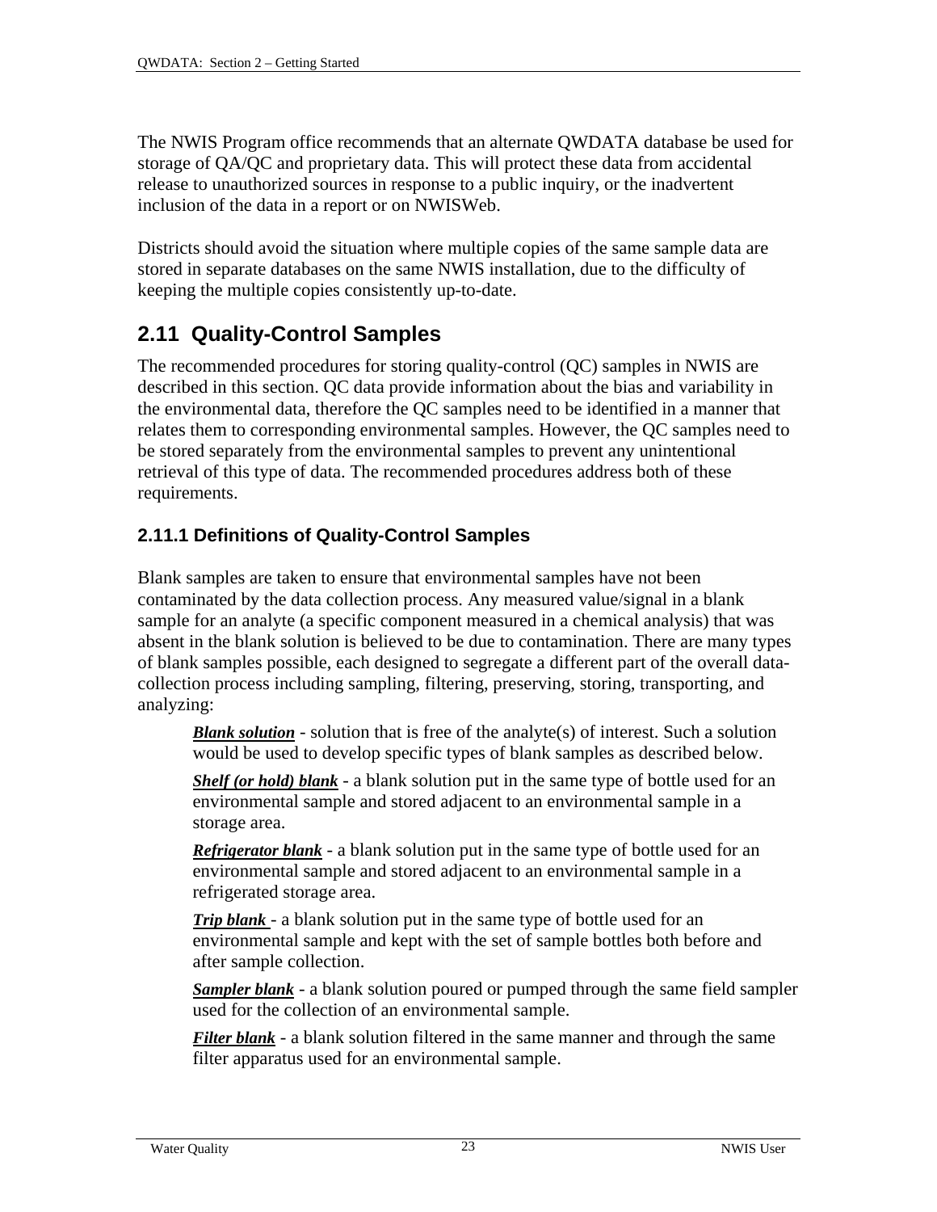The NWIS Program office recommends that an alternate QWDATA database be used for storage of QA/QC and proprietary data. This will protect these data from accidental release to unauthorized sources in response to a public inquiry, or the inadvertent inclusion of the data in a report or on NWISWeb.

Districts should avoid the situation where multiple copies of the same sample data are stored in separate databases on the same NWIS installation, due to the difficulty of keeping the multiple copies consistently up-to-date.

## 2.11 Quality-Control Samples

The recommended procedures for storing quality-control (QC) samples in NWIS are described in this section. QC data provide information about the bias and variability in the environmental data, therefore the QC samples need to be identified in a manner that relates them to corresponding environmental samples. However, the QC samples need to be stored separately from the environmental samples to prevent any unintentional retrieval of this type of data. The recommended procedures address both of these requirements.

### 2.11.1 Definitions of Quality-Control Samples

Blank samples are taken to ensure that environmental samples have not been contaminated by the data collection process. Any measured value/signal in a blank sample for an analyte (a specific component measured in a chemical analysis) that was absent in the blank solution is believed to be due to contamination. There are many types of blank samples possible, each designed to segregate a different part of the overall data-collection process including sampling, filtering, preserving, storing, transporting, and analyzing:

***Blank solution*** - solution that is free of the analyte(s) of interest. Such a solution would be used to develop specific types of blank samples as described below.

***Shelf (or hold) blank*** - a blank solution put in the same type of bottle used for an environmental sample and stored adjacent to an environmental sample in a storage area.

***Refrigerator blank*** - a blank solution put in the same type of bottle used for an environmental sample and stored adjacent to an environmental sample in a refrigerated storage area.

***Trip blank*** - a blank solution put in the same type of bottle used for an environmental sample and kept with the set of sample bottles both before and after sample collection.

***Sampler blank*** - a blank solution poured or pumped through the same field sampler used for the collection of an environmental sample.

***Filter blank*** - a blank solution filtered in the same manner and through the same filter apparatus used for an environmental sample.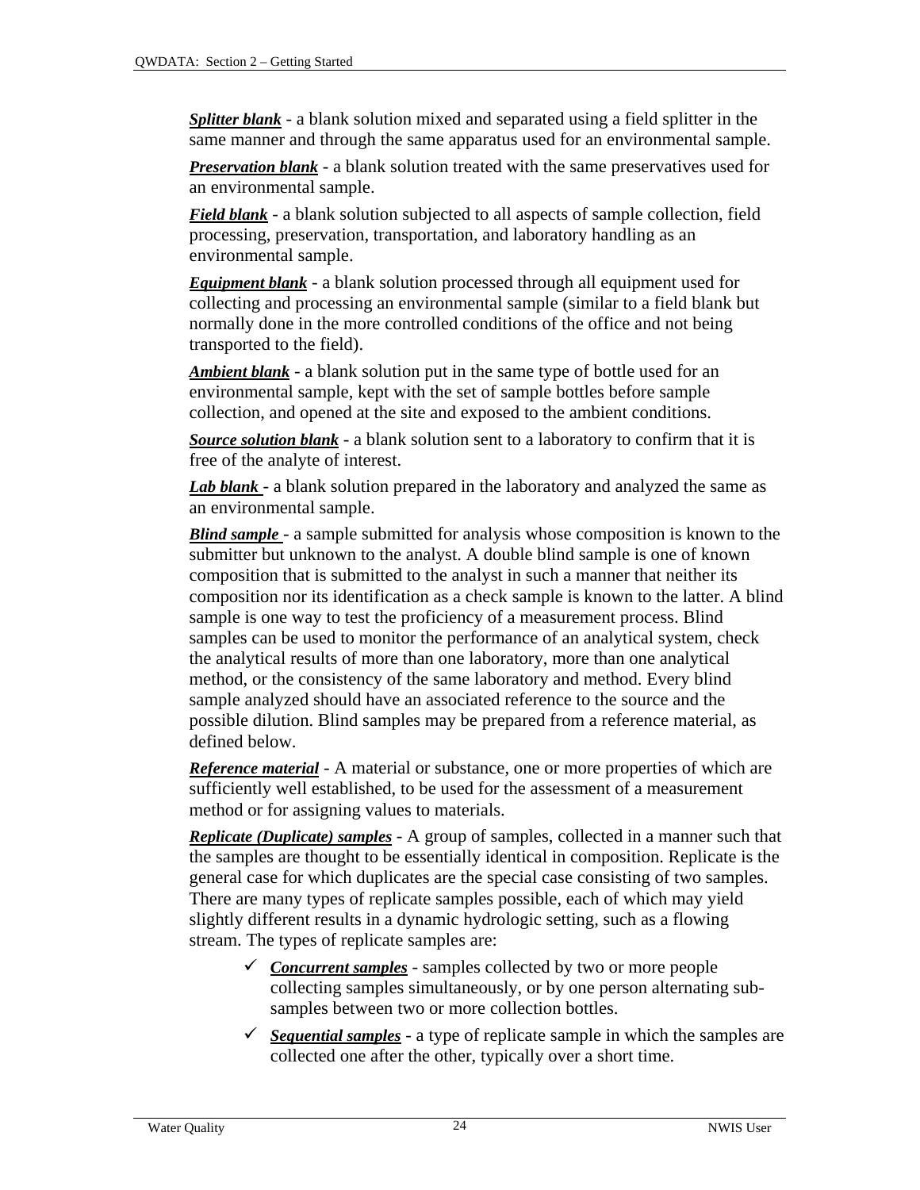***Splitter blank*** - a blank solution mixed and separated using a field splitter in the same manner and through the same apparatus used for an environmental sample.

***Preservation blank*** - a blank solution treated with the same preservatives used for an environmental sample.

***Field blank*** - a blank solution subjected to all aspects of sample collection, field processing, preservation, transportation, and laboratory handling as an environmental sample.

***Equipment blank*** - a blank solution processed through all equipment used for collecting and processing an environmental sample (similar to a field blank but normally done in the more controlled conditions of the office and not being transported to the field).

***Ambient blank*** - a blank solution put in the same type of bottle used for an environmental sample, kept with the set of sample bottles before sample collection, and opened at the site and exposed to the ambient conditions.

***Source solution blank*** - a blank solution sent to a laboratory to confirm that it is free of the analyte of interest.

***Lab blank*** - a blank solution prepared in the laboratory and analyzed the same as an environmental sample.

***Blind sample*** - a sample submitted for analysis whose composition is known to the submitter but unknown to the analyst. A double blind sample is one of known composition that is submitted to the analyst in such a manner that neither its composition nor its identification as a check sample is known to the latter. A blind sample is one way to test the proficiency of a measurement process. Blind samples can be used to monitor the performance of an analytical system, check the analytical results of more than one laboratory, more than one analytical method, or the consistency of the same laboratory and method. Every blind sample analyzed should have an associated reference to the source and the possible dilution. Blind samples may be prepared from a reference material, as defined below.

***Reference material*** - A material or substance, one or more properties of which are sufficiently well established, to be used for the assessment of a measurement method or for assigning values to materials.

***Replicate (Duplicate) samples*** - A group of samples, collected in a manner such that the samples are thought to be essentially identical in composition. Replicate is the general case for which duplicates are the special case consisting of two samples. There are many types of replicate samples possible, each of which may yield slightly different results in a dynamic hydrologic setting, such as a flowing stream. The types of replicate samples are:

- ✓ ***Concurrent samples*** - samples collected by two or more people collecting samples simultaneously, or by one person alternating sub-samples between two or more collection bottles.
- ✓ ***Sequential samples*** - a type of replicate sample in which the samples are collected one after the other, typically over a short time.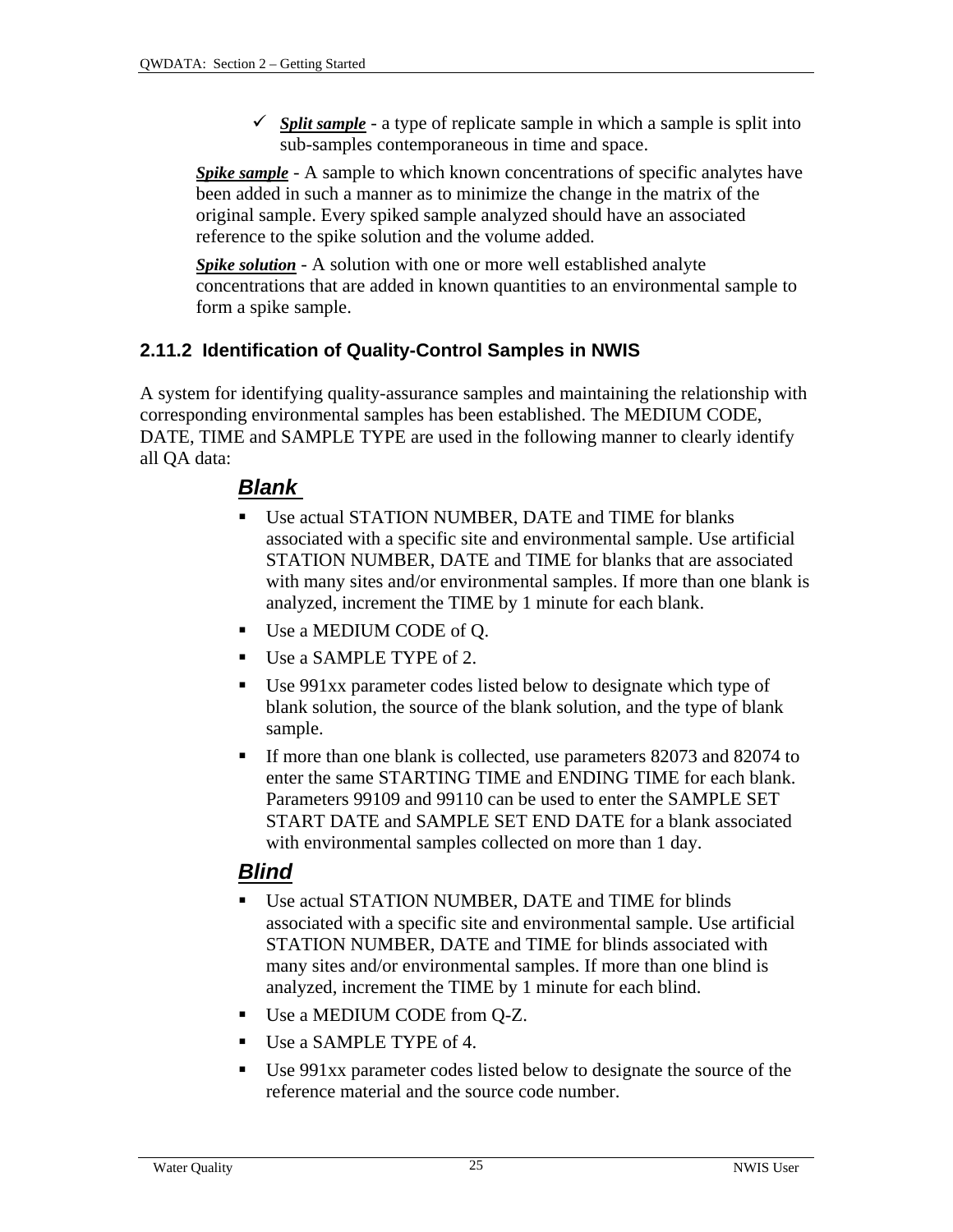- ✓ ***Split sample*** - a type of replicate sample in which a sample is split into sub-samples contemporaneous in time and space.

***Spike sample*** - A sample to which known concentrations of specific analytes have been added in such a manner as to minimize the change in the matrix of the original sample. Every spiked sample analyzed should have an associated reference to the spike solution and the volume added.

***Spike solution*** - A solution with one or more well established analyte concentrations that are added in known quantities to an environmental sample to form a spike sample.

### 2.11.2 Identification of Quality-Control Samples in NWIS

A system for identifying quality-assurance samples and maintaining the relationship with corresponding environmental samples has been established. The MEDIUM CODE, DATE, TIME and SAMPLE TYPE are used in the following manner to clearly identify all QA data:

#### *Blank*

- Use actual STATION NUMBER, DATE and TIME for blanks associated with a specific site and environmental sample. Use artificial STATION NUMBER, DATE and TIME for blanks that are associated with many sites and/or environmental samples. If more than one blank is analyzed, increment the TIME by 1 minute for each blank.
- Use a MEDIUM CODE of Q.
- Use a SAMPLE TYPE of 2.
- Use 991xx parameter codes listed below to designate which type of blank solution, the source of the blank solution, and the type of blank sample.
- If more than one blank is collected, use parameters 82073 and 82074 to enter the same STARTING TIME and ENDING TIME for each blank. Parameters 99109 and 99110 can be used to enter the SAMPLE SET START DATE and SAMPLE SET END DATE for a blank associated with environmental samples collected on more than 1 day.

#### *Blind*

- Use actual STATION NUMBER, DATE and TIME for blinds associated with a specific site and environmental sample. Use artificial STATION NUMBER, DATE and TIME for blinds associated with many sites and/or environmental samples. If more than one blind is analyzed, increment the TIME by 1 minute for each blind.
- Use a MEDIUM CODE from Q-Z.
- Use a SAMPLE TYPE of 4.
- Use 991xx parameter codes listed below to designate the source of the reference material and the source code number.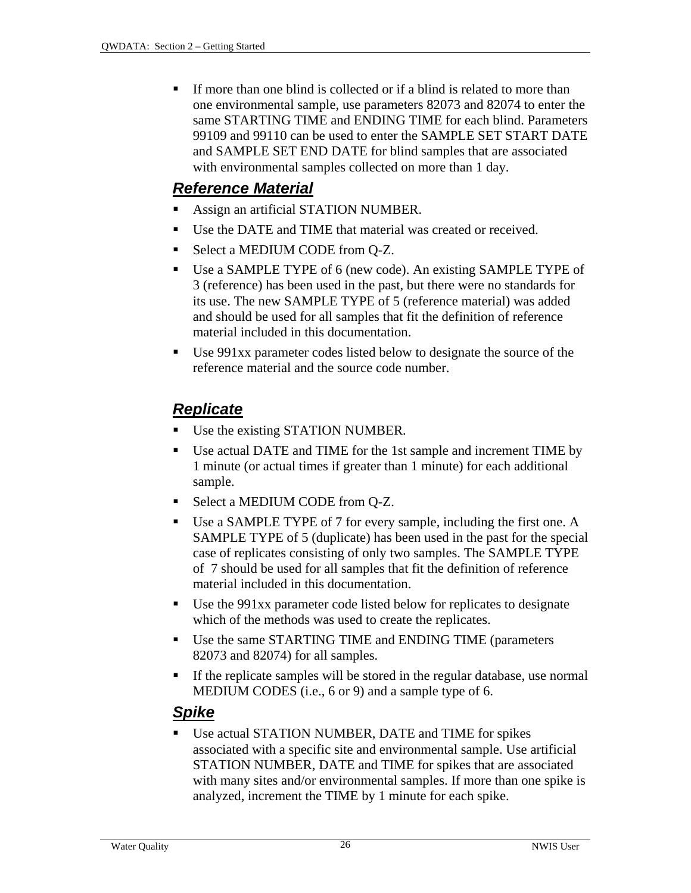- If more than one blind is collected or if a blind is related to more than one environmental sample, use parameters 82073 and 82074 to enter the same STARTING TIME and ENDING TIME for each blind. Parameters 99109 and 99110 can be used to enter the SAMPLE SET START DATE and SAMPLE SET END DATE for blind samples that are associated with environmental samples collected on more than 1 day.

### *Reference Material*

- Assign an artificial STATION NUMBER.
- Use the DATE and TIME that material was created or received.
- Select a MEDIUM CODE from Q-Z.
- Use a SAMPLE TYPE of 6 (new code). An existing SAMPLE TYPE of 3 (reference) has been used in the past, but there were no standards for its use. The new SAMPLE TYPE of 5 (reference material) was added and should be used for all samples that fit the definition of reference material included in this documentation.
- Use 991xx parameter codes listed below to designate the source of the reference material and the source code number.

### *Replicate*

- Use the existing STATION NUMBER.
- Use actual DATE and TIME for the 1st sample and increment TIME by 1 minute (or actual times if greater than 1 minute) for each additional sample.
- Select a MEDIUM CODE from Q-Z.
- Use a SAMPLE TYPE of 7 for every sample, including the first one. A SAMPLE TYPE of 5 (duplicate) has been used in the past for the special case of replicates consisting of only two samples. The SAMPLE TYPE of 7 should be used for all samples that fit the definition of reference material included in this documentation.
- Use the 991xx parameter code listed below for replicates to designate which of the methods was used to create the replicates.
- Use the same STARTING TIME and ENDING TIME (parameters 82073 and 82074) for all samples.
- If the replicate samples will be stored in the regular database, use normal MEDIUM CODES (i.e., 6 or 9) and a sample type of 6.

### *Spike*

- Use actual STATION NUMBER, DATE and TIME for spikes associated with a specific site and environmental sample. Use artificial STATION NUMBER, DATE and TIME for spikes that are associated with many sites and/or environmental samples. If more than one spike is analyzed, increment the TIME by 1 minute for each spike.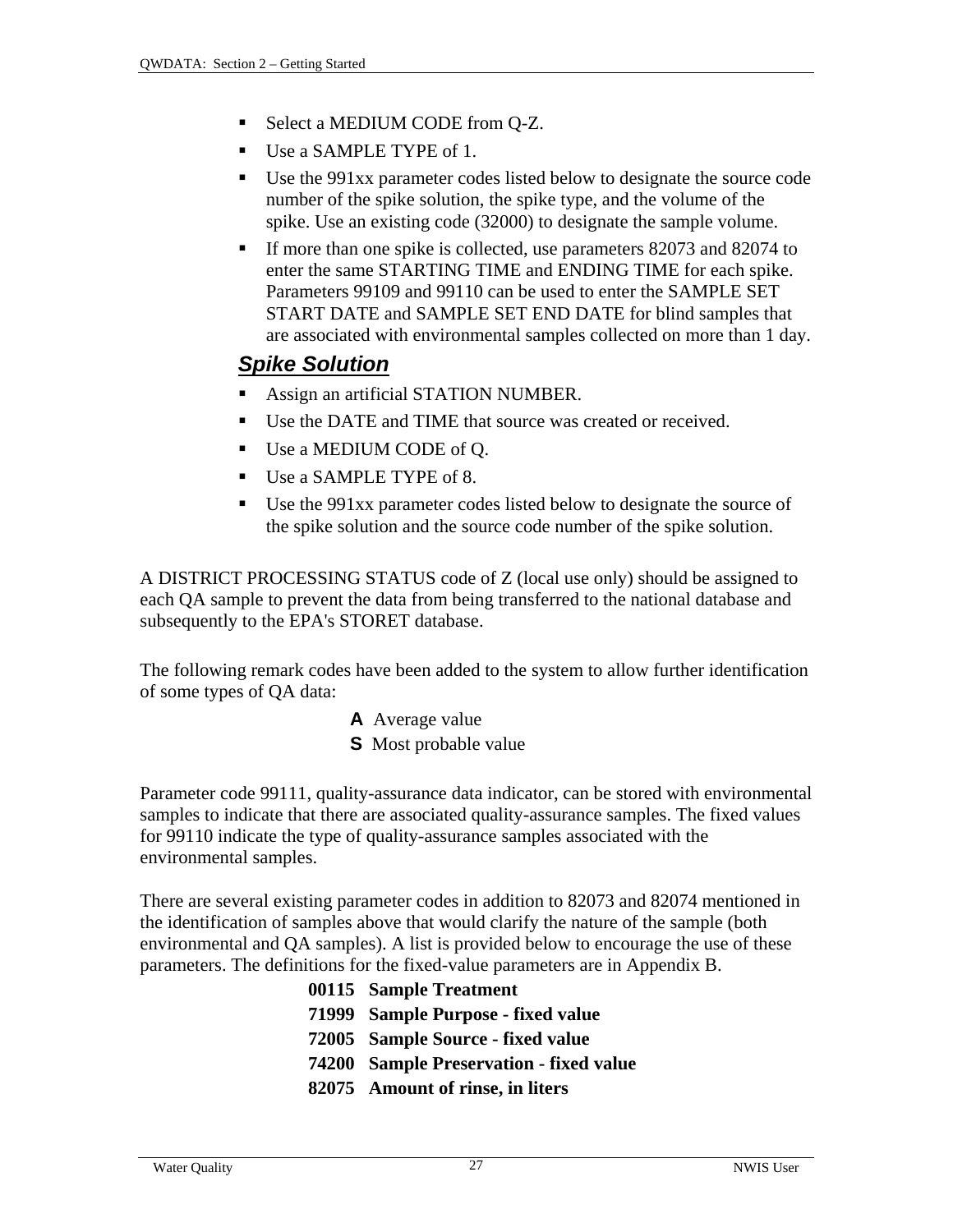- Select a MEDIUM CODE from Q-Z.
- Use a SAMPLE TYPE of 1.
- Use the 991xx parameter codes listed below to designate the source code number of the spike solution, the spike type, and the volume of the spike. Use an existing code (32000) to designate the sample volume.
- If more than one spike is collected, use parameters 82073 and 82074 to enter the same STARTING TIME and ENDING TIME for each spike. Parameters 99109 and 99110 can be used to enter the SAMPLE SET START DATE and SAMPLE SET END DATE for blind samples that are associated with environmental samples collected on more than 1 day.

### *Spike Solution*

- Assign an artificial STATION NUMBER.
- Use the DATE and TIME that source was created or received.
- Use a MEDIUM CODE of Q.
- Use a SAMPLE TYPE of 8.
- Use the 991xx parameter codes listed below to designate the source of the spike solution and the source code number of the spike solution.

A DISTRICT PROCESSING STATUS code of Z (local use only) should be assigned to each QA sample to prevent the data from being transferred to the national database and subsequently to the EPA's STORET database.

The following remark codes have been added to the system to allow further identification of some types of QA data:

**A** Average value
**S** Most probable value

Parameter code 99111, quality-assurance data indicator, can be stored with environmental samples to indicate that there are associated quality-assurance samples. The fixed values for 99110 indicate the type of quality-assurance samples associated with the environmental samples.

There are several existing parameter codes in addition to 82073 and 82074 mentioned in the identification of samples above that would clarify the nature of the sample (both environmental and QA samples). A list is provided below to encourage the use of these parameters. The definitions for the fixed-value parameters are in Appendix B.

**00115 Sample Treatment**
**71999 Sample Purpose - fixed value**
**72005 Sample Source - fixed value**
**74200 Sample Preservation - fixed value**
**82075 Amount of rinse, in liters**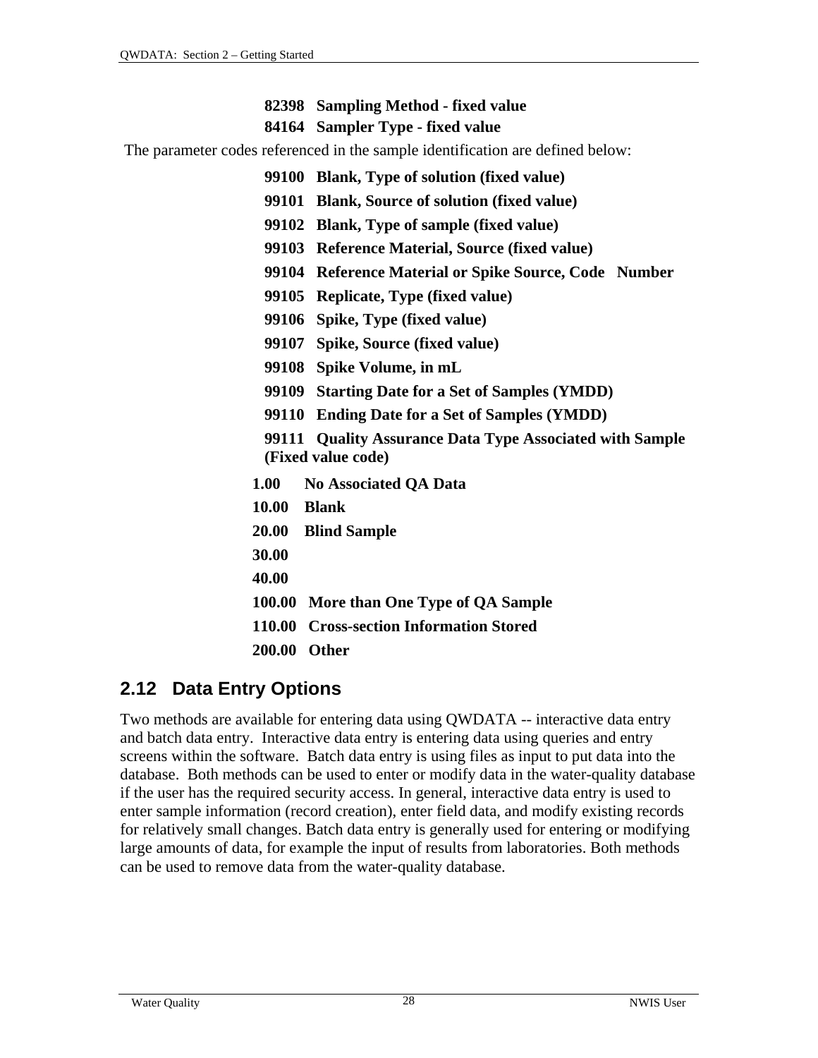**82398 Sampling Method - fixed value**

**84164 Sampler Type - fixed value**

The parameter codes referenced in the sample identification are defined below:

**99100 Blank, Type of solution (fixed value)**

**99101 Blank, Source of solution (fixed value)**

**99102 Blank, Type of sample (fixed value)**

**99103 Reference Material, Source (fixed value)**

**99104 Reference Material or Spike Source, Code Number**

**99105 Replicate, Type (fixed value)**

**99106 Spike, Type (fixed value)**

**99107 Spike, Source (fixed value)**

**99108 Spike Volume, in mL**

**99109 Starting Date for a Set of Samples (YMDD)**

**99110 Ending Date for a Set of Samples (YMDD)**

**99111 Quality Assurance Data Type Associated with Sample (Fixed value code)**

**1.00 No Associated QA Data**

**10.00 Blank**

**20.00 Blind Sample**

**30.00**

**40.00**

**100.00 More than One Type of QA Sample**

**110.00 Cross-section Information Stored**

**200.00 Other**

## 2.12 Data Entry Options

Two methods are available for entering data using QWDATA -- interactive data entry and batch data entry. Interactive data entry is entering data using queries and entry screens within the software. Batch data entry is using files as input to put data into the database. Both methods can be used to enter or modify data in the water-quality database if the user has the required security access. In general, interactive data entry is used to enter sample information (record creation), enter field data, and modify existing records for relatively small changes. Batch data entry is generally used for entering or modifying large amounts of data, for example the input of results from laboratories. Both methods can be used to remove data from the water-quality database.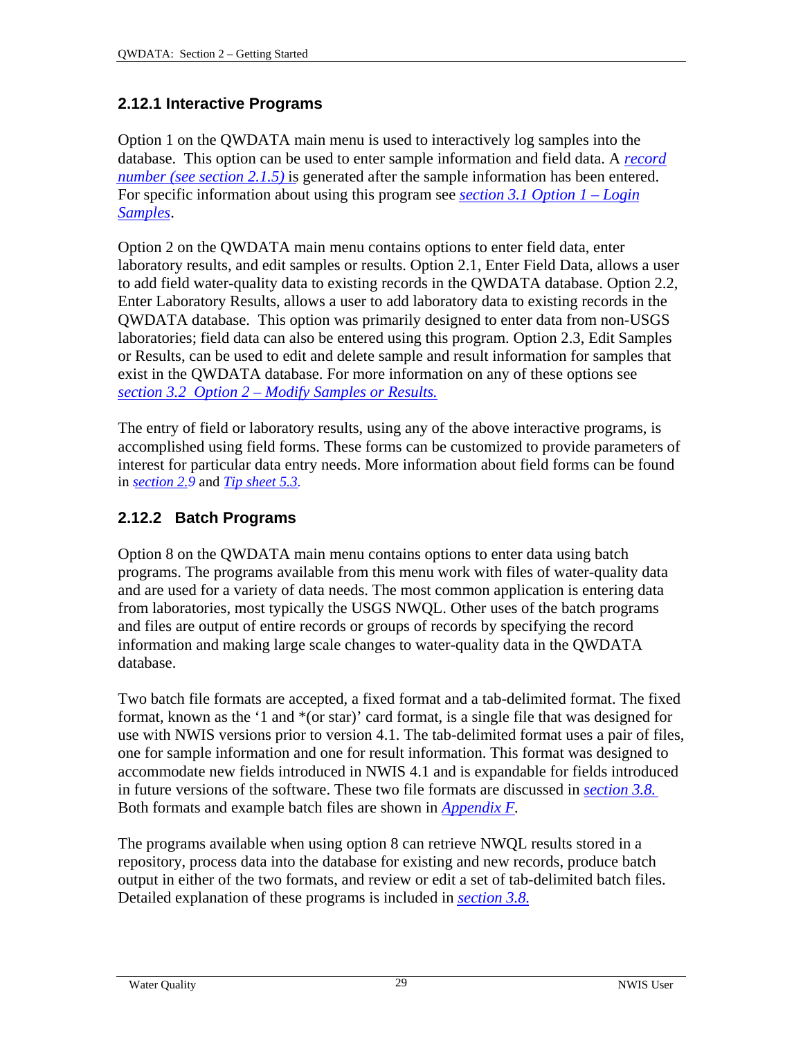### 2.12.1 Interactive Programs

Option 1 on the QWDATA main menu is used to interactively log samples into the database. This option can be used to enter sample information and field data. A *record number (see section 2.1.5)* is generated after the sample information has been entered. For specific information about using this program see *section 3.1 Option 1 – Login Samples*.

Option 2 on the QWDATA main menu contains options to enter field data, enter laboratory results, and edit samples or results. Option 2.1, Enter Field Data, allows a user to add field water-quality data to existing records in the QWDATA database. Option 2.2, Enter Laboratory Results, allows a user to add laboratory data to existing records in the QWDATA database. This option was primarily designed to enter data from non-USGS laboratories; field data can also be entered using this program. Option 2.3, Edit Samples or Results, can be used to edit and delete sample and result information for samples that exist in the QWDATA database. For more information on any of these options see *section 3.2 Option 2 – Modify Samples or Results.*

The entry of field or laboratory results, using any of the above interactive programs, is accomplished using field forms. These forms can be customized to provide parameters of interest for particular data entry needs. More information about field forms can be found in *section 2.9* and *Tip sheet 5.3.*

### 2.12.2 Batch Programs

Option 8 on the QWDATA main menu contains options to enter data using batch programs. The programs available from this menu work with files of water-quality data and are used for a variety of data needs. The most common application is entering data from laboratories, most typically the USGS NWQL. Other uses of the batch programs and files are output of entire records or groups of records by specifying the record information and making large scale changes to water-quality data in the QWDATA database.

Two batch file formats are accepted, a fixed format and a tab-delimited format. The fixed format, known as the '1 and *(or star)' card format, is a single file that was designed for use with NWIS versions prior to version 4.1. The tab-delimited format uses a pair of files, one for sample information and one for result information. This format was designed to accommodate new fields introduced in NWIS 4.1 and is expandable for fields introduced in future versions of the software. These two file formats are discussed in *section 3.8.* Both formats and example batch files are shown in *Appendix F*.

The programs available when using option 8 can retrieve NWQL results stored in a repository, process data into the database for existing and new records, produce batch output in either of the two formats, and review or edit a set of tab-delimited batch files. Detailed explanation of these programs is included in *section 3.8.*